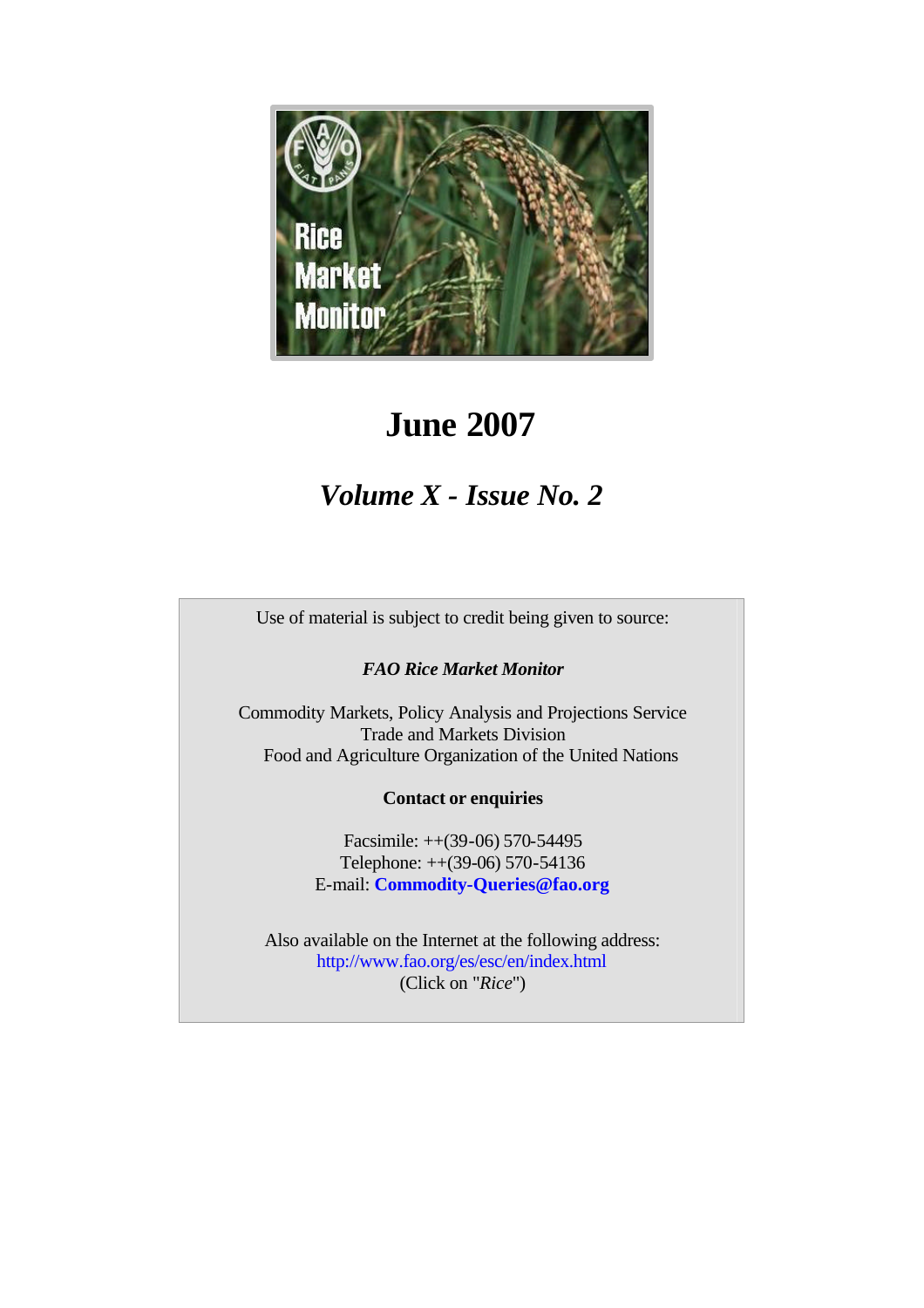# Rice Market Monitor

# June 2007

## *Volume X - Issue No. 2*

Use of material is subject to credit being given to source:

***FAO Rice Market Monitor***

Commodity Markets, Policy Analysis and Projections Service
Trade and Markets Division
Food and Agriculture Organization of the United Nations

**Contact or enquiries**

Facsimile: ++(39-06) 570-54495
Telephone: ++(39-06) 570-54136
E-mail: **Commodity-Queries@fao.org**

Also available on the Internet at the following address:
http://www.fao.org/es/esc/en/index.html
(Click on "*Rice*")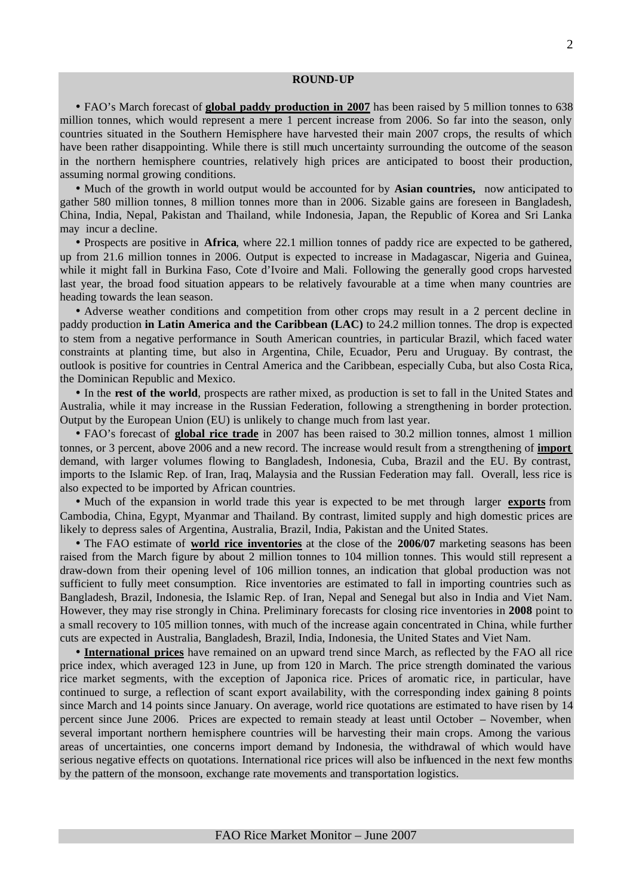## ROUND-UP

- FAO's March forecast of **global paddy production in 2007** has been raised by 5 million tonnes to 638 million tonnes, which would represent a mere 1 percent increase from 2006. So far into the season, only countries situated in the Southern Hemisphere have harvested their main 2007 crops, the results of which have been rather disappointing. While there is still much uncertainty surrounding the outcome of the season in the northern hemisphere countries, relatively high prices are anticipated to boost their production, assuming normal growing conditions.

- Much of the growth in world output would be accounted for by **Asian countries,** now anticipated to gather 580 million tonnes, 8 million tonnes more than in 2006. Sizable gains are foreseen in Bangladesh, China, India, Nepal, Pakistan and Thailand, while Indonesia, Japan, the Republic of Korea and Sri Lanka may incur a decline.

- Prospects are positive in **Africa**, where 22.1 million tonnes of paddy rice are expected to be gathered, up from 21.6 million tonnes in 2006. Output is expected to increase in Madagascar, Nigeria and Guinea, while it might fall in Burkina Faso, Cote d'Ivoire and Mali. Following the generally good crops harvested last year, the broad food situation appears to be relatively favourable at a time when many countries are heading towards the lean season.

- Adverse weather conditions and competition from other crops may result in a 2 percent decline in paddy production **in Latin America and the Caribbean (LAC)** to 24.2 million tonnes. The drop is expected to stem from a negative performance in South American countries, in particular Brazil, which faced water constraints at planting time, but also in Argentina, Chile, Ecuador, Peru and Uruguay. By contrast, the outlook is positive for countries in Central America and the Caribbean, especially Cuba, but also Costa Rica, the Dominican Republic and Mexico.

- In the **rest of the world**, prospects are rather mixed, as production is set to fall in the United States and Australia, while it may increase in the Russian Federation, following a strengthening in border protection. Output by the European Union (EU) is unlikely to change much from last year.

- FAO's forecast of **global rice trade** in 2007 has been raised to 30.2 million tonnes, almost 1 million tonnes, or 3 percent, above 2006 and a new record. The increase would result from a strengthening of **import** demand, with larger volumes flowing to Bangladesh, Indonesia, Cuba, Brazil and the EU. By contrast, imports to the Islamic Rep. of Iran, Iraq, Malaysia and the Russian Federation may fall. Overall, less rice is also expected to be imported by African countries.

- Much of the expansion in world trade this year is expected to be met through larger **exports** from Cambodia, China, Egypt, Myanmar and Thailand. By contrast, limited supply and high domestic prices are likely to depress sales of Argentina, Australia, Brazil, India, Pakistan and the United States.

- The FAO estimate of **world rice inventories** at the close of the **2006/07** marketing seasons has been raised from the March figure by about 2 million tonnes to 104 million tonnes. This would still represent a draw-down from their opening level of 106 million tonnes, an indication that global production was not sufficient to fully meet consumption. Rice inventories are estimated to fall in importing countries such as Bangladesh, Brazil, Indonesia, the Islamic Rep. of Iran, Nepal and Senegal but also in India and Viet Nam. However, they may rise strongly in China. Preliminary forecasts for closing rice inventories in **2008** point to a small recovery to 105 million tonnes, with much of the increase again concentrated in China, while further cuts are expected in Australia, Bangladesh, Brazil, India, Indonesia, the United States and Viet Nam.

- **International prices** have remained on an upward trend since March, as reflected by the FAO all rice price index, which averaged 123 in June, up from 120 in March. The price strength dominated the various rice market segments, with the exception of Japonica rice. Prices of aromatic rice, in particular, have continued to surge, a reflection of scant export availability, with the corresponding index gaining 8 points since March and 14 points since January. On average, world rice quotations are estimated to have risen by 14 percent since June 2006. Prices are expected to remain steady at least until October – November, when several important northern hemisphere countries will be harvesting their main crops. Among the various areas of uncertainties, one concerns import demand by Indonesia, the withdrawal of which would have serious negative effects on quotations. International rice prices will also be influenced in the next few months by the pattern of the monsoon, exchange rate movements and transportation logistics.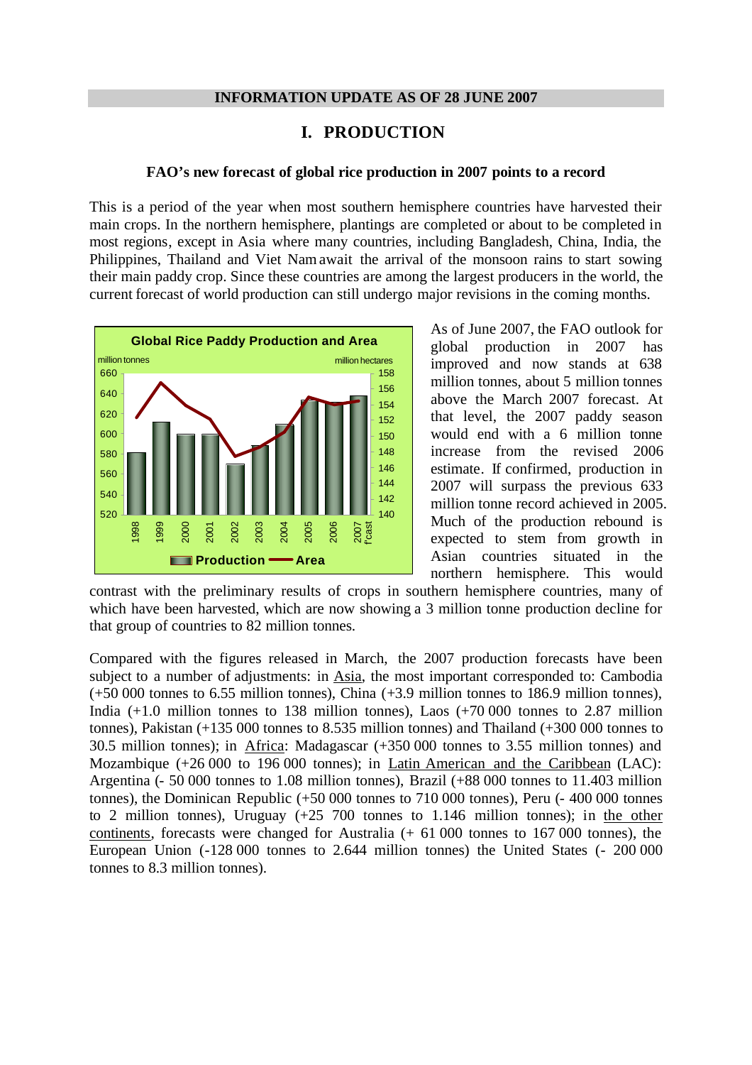**INFORMATION UPDATE AS OF 28 JUNE 2007**

# I. PRODUCTION

**FAO's new forecast of global rice production in 2007 points to a record**

This is a period of the year when most southern hemisphere countries have harvested their main crops. In the northern hemisphere, plantings are completed or about to be completed in most regions, except in Asia where many countries, including Bangladesh, China, India, the Philippines, Thailand and Viet Nam await the arrival of the monsoon rains to start sowing their main paddy crop. Since these countries are among the largest producers in the world, the current forecast of world production can still undergo major revisions in the coming months.

As of June 2007, the FAO outlook for global production in 2007 has improved and now stands at 638 million tonnes, about 5 million tonnes above the March 2007 forecast. At that level, the 2007 paddy season would end with a 6 million tonne increase from the revised 2006 estimate. If confirmed, production in 2007 will surpass the previous 633 million tonne record achieved in 2005. Much of the production rebound is expected to stem from growth in Asian countries situated in the northern hemisphere. This would contrast with the preliminary results of crops in southern hemisphere countries, many of which have been harvested, which are now showing a 3 million tonne production decline for that group of countries to 82 million tonnes.

Compared with the figures released in March, the 2007 production forecasts have been subject to a number of adjustments: in Asia, the most important corresponded to: Cambodia (+50 000 tonnes to 6.55 million tonnes), China (+3.9 million tonnes to 186.9 million tonnes), India (+1.0 million tonnes to 138 million tonnes), Laos (+70 000 tonnes to 2.87 million tonnes), Pakistan (+135 000 tonnes to 8.535 million tonnes) and Thailand (+300 000 tonnes to 30.5 million tonnes); in Africa: Madagascar (+350 000 tonnes to 3.55 million tonnes) and Mozambique (+26 000 to 196 000 tonnes); in Latin American and the Caribbean (LAC): Argentina (- 50 000 tonnes to 1.08 million tonnes), Brazil (+88 000 tonnes to 11.403 million tonnes), the Dominican Republic (+50 000 tonnes to 710 000 tonnes), Peru (- 400 000 tonnes to 2 million tonnes), Uruguay (+25 700 tonnes to 1.146 million tonnes); in the other continents, forecasts were changed for Australia (+ 61 000 tonnes to 167 000 tonnes), the European Union (-128 000 tonnes to 2.644 million tonnes) the United States (- 200 000 tonnes to 8.3 million tonnes).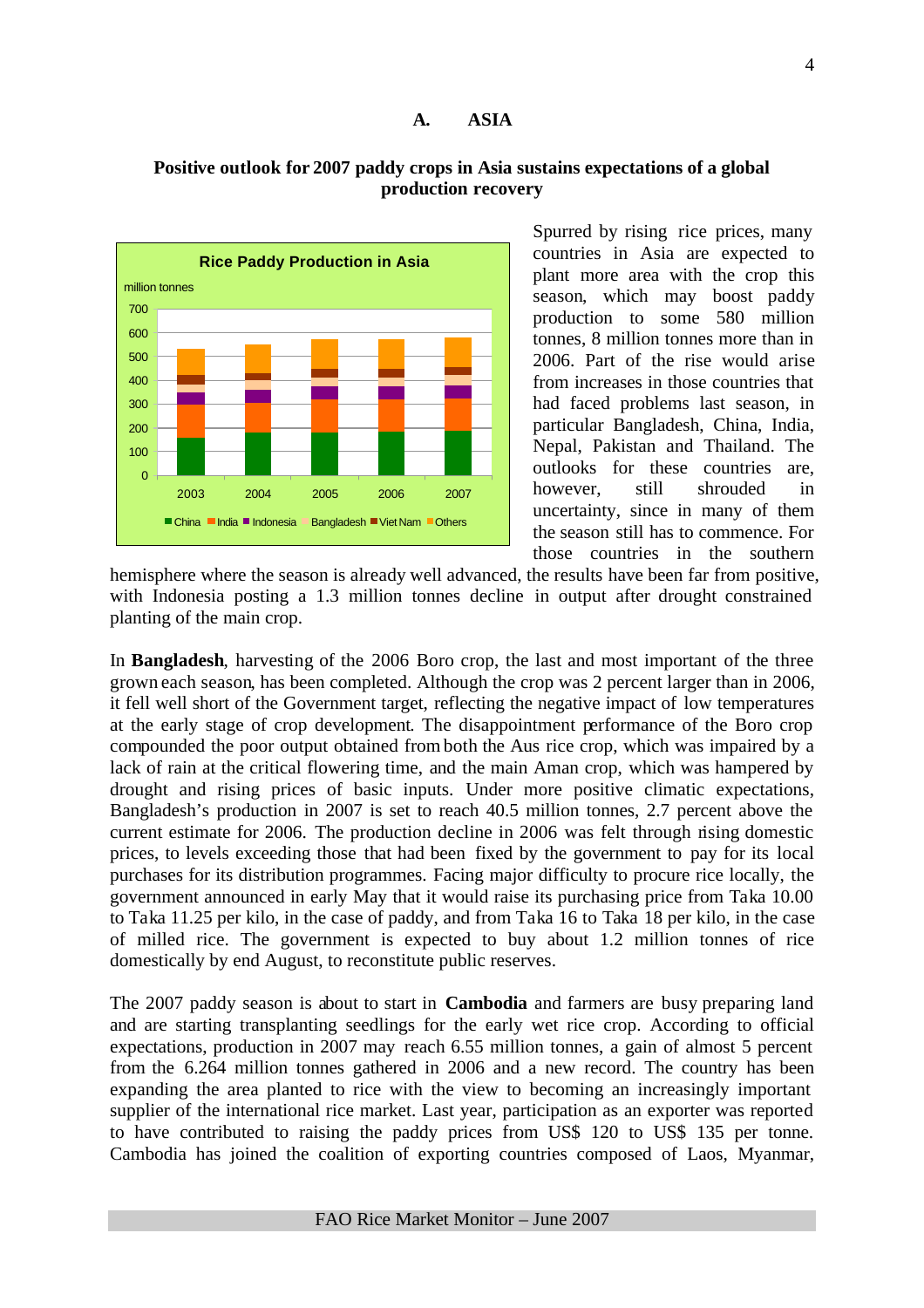## A. ASIA

### Positive outlook for 2007 paddy crops in Asia sustains expectations of a global production recovery

Spurred by rising rice prices, many countries in Asia are expected to plant more area with the crop this season, which may boost paddy production to some 580 million tonnes, 8 million tonnes more than in 2006. Part of the rise would arise from increases in those countries that had faced problems last season, in particular Bangladesh, China, India, Nepal, Pakistan and Thailand. The outlooks for these countries are, however, still shrouded in uncertainty, since in many of them the season still has to commence. For those countries in the southern hemisphere where the season is already well advanced, the results have been far from positive, with Indonesia posting a 1.3 million tonnes decline in output after drought constrained planting of the main crop.

In **Bangladesh**, harvesting of the 2006 Boro crop, the last and most important of the three grown each season, has been completed. Although the crop was 2 percent larger than in 2006, it fell well short of the Government target, reflecting the negative impact of low temperatures at the early stage of crop development. The disappointment performance of the Boro crop compounded the poor output obtained from both the Aus rice crop, which was impaired by a lack of rain at the critical flowering time, and the main Aman crop, which was hampered by drought and rising prices of basic inputs. Under more positive climatic expectations, Bangladesh's production in 2007 is set to reach 40.5 million tonnes, 2.7 percent above the current estimate for 2006. The production decline in 2006 was felt through rising domestic prices, to levels exceeding those that had been fixed by the government to pay for its local purchases for its distribution programmes. Facing major difficulty to procure rice locally, the government announced in early May that it would raise its purchasing price from Taka 10.00 to Taka 11.25 per kilo, in the case of paddy, and from Taka 16 to Taka 18 per kilo, in the case of milled rice. The government is expected to buy about 1.2 million tonnes of rice domestically by end August, to reconstitute public reserves.

The 2007 paddy season is about to start in **Cambodia** and farmers are busy preparing land and are starting transplanting seedlings for the early wet rice crop. According to official expectations, production in 2007 may reach 6.55 million tonnes, a gain of almost 5 percent from the 6.264 million tonnes gathered in 2006 and a new record. The country has been expanding the area planted to rice with the view to becoming an increasingly important supplier of the international rice market. Last year, participation as an exporter was reported to have contributed to raising the paddy prices from US$ 120 to US$ 135 per tonne. Cambodia has joined the coalition of exporting countries composed of Laos, Myanmar,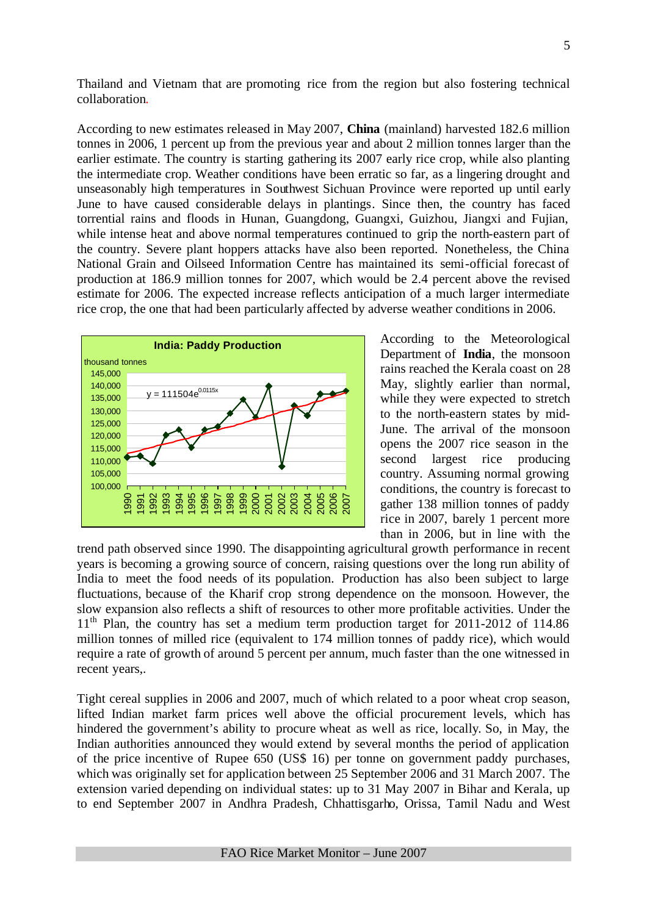Thailand and Vietnam that are promoting rice from the region but also fostering technical collaboration.

According to new estimates released in May 2007, **China** (mainland) harvested 182.6 million tonnes in 2006, 1 percent up from the previous year and about 2 million tonnes larger than the earlier estimate. The country is starting gathering its 2007 early rice crop, while also planting the intermediate crop. Weather conditions have been erratic so far, as a lingering drought and unseasonably high temperatures in Southwest Sichuan Province were reported up until early June to have caused considerable delays in plantings. Since then, the country has faced torrential rains and floods in Hunan, Guangdong, Guangxi, Guizhou, Jiangxi and Fujian, while intense heat and above normal temperatures continued to grip the north-eastern part of the country. Severe plant hoppers attacks have also been reported. Nonetheless, the China National Grain and Oilseed Information Centre has maintained its semi-official forecast of production at 186.9 million tonnes for 2007, which would be 2.4 percent above the revised estimate for 2006. The expected increase reflects anticipation of a much larger intermediate rice crop, the one that had been particularly affected by adverse weather conditions in 2006.

According to the Meteorological Department of **India**, the monsoon rains reached the Kerala coast on 28 May, slightly earlier than normal, while they were expected to stretch to the north-eastern states by mid-June. The arrival of the monsoon opens the 2007 rice season in the second largest rice producing country. Assuming normal growing conditions, the country is forecast to gather 138 million tonnes of paddy rice in 2007, barely 1 percent more than in 2006, but in line with the trend path observed since 1990. The disappointing agricultural growth performance in recent years is becoming a growing source of concern, raising questions over the long run ability of India to meet the food needs of its population. Production has also been subject to large fluctuations, because of the Kharif crop strong dependence on the monsoon. However, the slow expansion also reflects a shift of resources to other more profitable activities. Under the 11[th] Plan, the country has set a medium term production target for 2011-2012 of 114.86 million tonnes of milled rice (equivalent to 174 million tonnes of paddy rice), which would require a rate of growth of around 5 percent per annum, much faster than the one witnessed in recent years,.

Tight cereal supplies in 2006 and 2007, much of which related to a poor wheat crop season, lifted Indian market farm prices well above the official procurement levels, which has hindered the government's ability to procure wheat as well as rice, locally. So, in May, the Indian authorities announced they would extend by several months the period of application of the price incentive of Rupee 650 (US$ 16) per tonne on government paddy purchases, which was originally set for application between 25 September 2006 and 31 March 2007. The extension varied depending on individual states: up to 31 May 2007 in Bihar and Kerala, up to end September 2007 in Andhra Pradesh, Chhattisgarho, Orissa, Tamil Nadu and West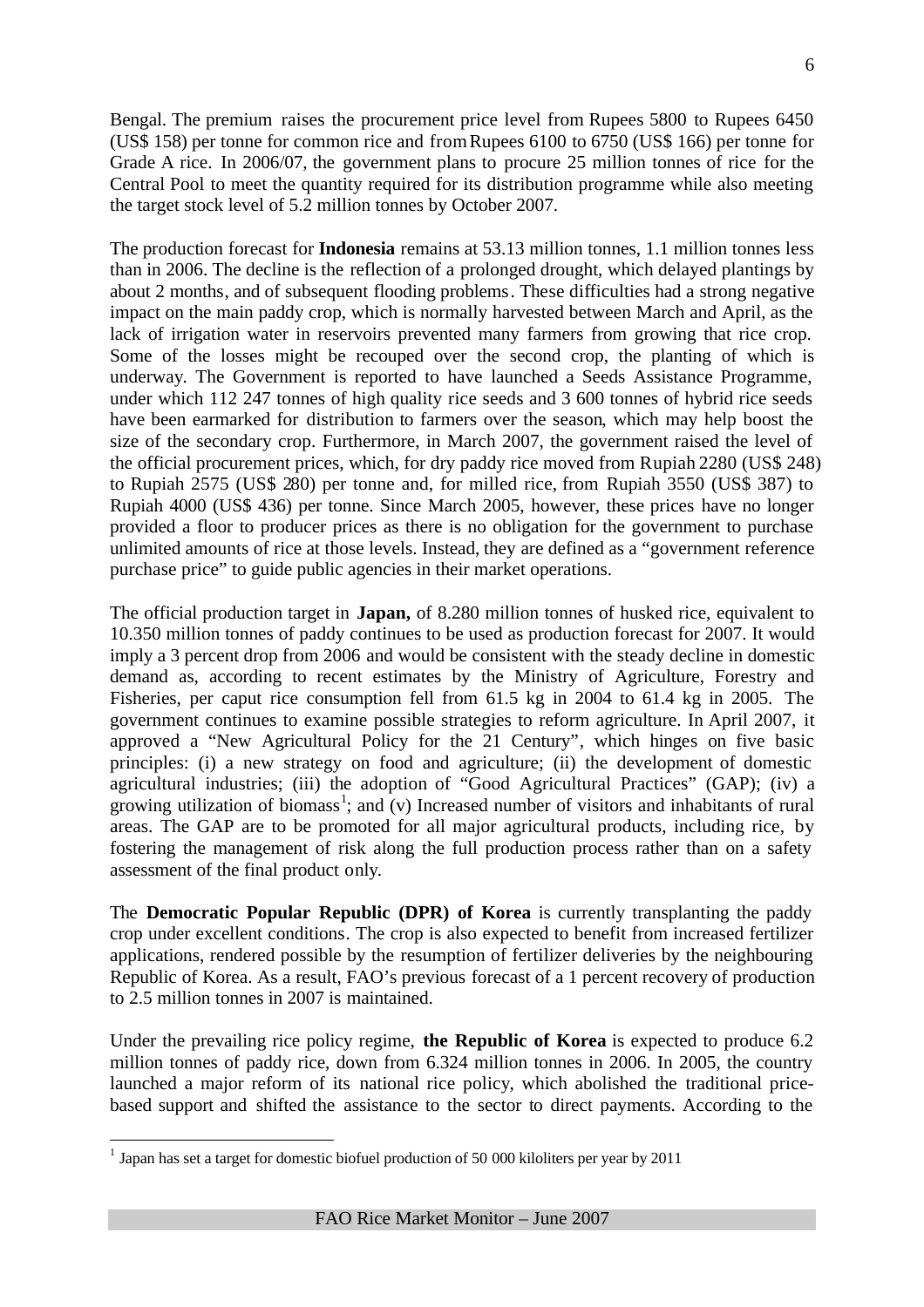Bengal. The premium raises the procurement price level from Rupees 5800 to Rupees 6450 (US$ 158) per tonne for common rice and from Rupees 6100 to 6750 (US$ 166) per tonne for Grade A rice. In 2006/07, the government plans to procure 25 million tonnes of rice for the Central Pool to meet the quantity required for its distribution programme while also meeting the target stock level of 5.2 million tonnes by October 2007.

The production forecast for **Indonesia** remains at 53.13 million tonnes, 1.1 million tonnes less than in 2006. The decline is the reflection of a prolonged drought, which delayed plantings by about 2 months, and of subsequent flooding problems. These difficulties had a strong negative impact on the main paddy crop, which is normally harvested between March and April, as the lack of irrigation water in reservoirs prevented many farmers from growing that rice crop. Some of the losses might be recouped over the second crop, the planting of which is underway. The Government is reported to have launched a Seeds Assistance Programme, under which 112 247 tonnes of high quality rice seeds and 3 600 tonnes of hybrid rice seeds have been earmarked for distribution to farmers over the season, which may help boost the size of the secondary crop. Furthermore, in March 2007, the government raised the level of the official procurement prices, which, for dry paddy rice moved from Rupiah 2280 (US$ 248) to Rupiah 2575 (US$ 280) per tonne and, for milled rice, from Rupiah 3550 (US$ 387) to Rupiah 4000 (US$ 436) per tonne. Since March 2005, however, these prices have no longer provided a floor to producer prices as there is no obligation for the government to purchase unlimited amounts of rice at those levels. Instead, they are defined as a "government reference purchase price" to guide public agencies in their market operations.

The official production target in **Japan,** of 8.280 million tonnes of husked rice, equivalent to 10.350 million tonnes of paddy continues to be used as production forecast for 2007. It would imply a 3 percent drop from 2006 and would be consistent with the steady decline in domestic demand as, according to recent estimates by the Ministry of Agriculture, Forestry and Fisheries, per caput rice consumption fell from 61.5 kg in 2004 to 61.4 kg in 2005. The government continues to examine possible strategies to reform agriculture. In April 2007, it approved a "New Agricultural Policy for the 21 Century", which hinges on five basic principles: (i) a new strategy on food and agriculture; (ii) the development of domestic agricultural industries; (iii) the adoption of "Good Agricultural Practices" (GAP); (iv) a growing utilization of biomass[1]; and (v) Increased number of visitors and inhabitants of rural areas. The GAP are to be promoted for all major agricultural products, including rice, by fostering the management of risk along the full production process rather than on a safety assessment of the final product only.

The **Democratic Popular Republic (DPR) of Korea** is currently transplanting the paddy crop under excellent conditions. The crop is also expected to benefit from increased fertilizer applications, rendered possible by the resumption of fertilizer deliveries by the neighbouring Republic of Korea. As a result, FAO's previous forecast of a 1 percent recovery of production to 2.5 million tonnes in 2007 is maintained.

Under the prevailing rice policy regime, **the Republic of Korea** is expected to produce 6.2 million tonnes of paddy rice, down from 6.324 million tonnes in 2006. In 2005, the country launched a major reform of its national rice policy, which abolished the traditional price-based support and shifted the assistance to the sector to direct payments. According to the

[1] Japan has set a target for domestic biofuel production of 50 000 kiloliters per year by 2011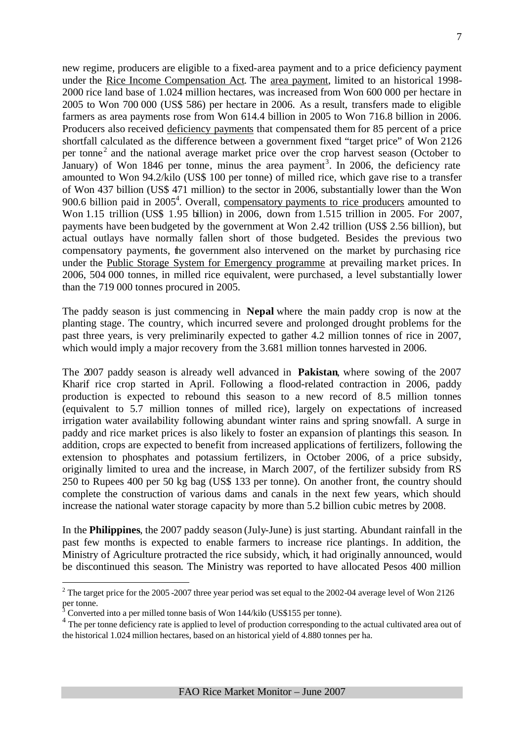new regime, producers are eligible to a fixed-area payment and to a price deficiency payment under the Rice Income Compensation Act. The area payment, limited to an historical 1998-2000 rice land base of 1.024 million hectares, was increased from Won 600 000 per hectare in 2005 to Won 700 000 (US$ 586) per hectare in 2006. As a result, transfers made to eligible farmers as area payments rose from Won 614.4 billion in 2005 to Won 716.8 billion in 2006. Producers also received deficiency payments that compensated them for 85 percent of a price shortfall calculated as the difference between a government fixed "target price" of Won 2126 per tonne[2] and the national average market price over the crop harvest season (October to January) of Won 1846 per tonne, minus the area payment[3]. In 2006, the deficiency rate amounted to Won 94.2/kilo (US$ 100 per tonne) of milled rice, which gave rise to a transfer of Won 437 billion (US$ 471 million) to the sector in 2006, substantially lower than the Won 900.6 billion paid in 2005[4]. Overall, compensatory payments to rice producers amounted to Won 1.15 trillion (US$ 1.95 billion) in 2006, down from 1.515 trillion in 2005. For 2007, payments have been budgeted by the government at Won 2.42 trillion (US$ 2.56 billion), but actual outlays have normally fallen short of those budgeted. Besides the previous two compensatory payments, the government also intervened on the market by purchasing rice under the Public Storage System for Emergency programme at prevailing market prices. In 2006, 504 000 tonnes, in milled rice equivalent, were purchased, a level substantially lower than the 719 000 tonnes procured in 2005.

The paddy season is just commencing in **Nepal** where the main paddy crop is now at the planting stage. The country, which incurred severe and prolonged drought problems for the past three years, is very preliminarily expected to gather 4.2 million tonnes of rice in 2007, which would imply a major recovery from the 3.681 million tonnes harvested in 2006.

The 2007 paddy season is already well advanced in **Pakistan**, where sowing of the 2007 Kharif rice crop started in April. Following a flood-related contraction in 2006, paddy production is expected to rebound this season to a new record of 8.5 million tonnes (equivalent to 5.7 million tonnes of milled rice), largely on expectations of increased irrigation water availability following abundant winter rains and spring snowfall. A surge in paddy and rice market prices is also likely to foster an expansion of plantings this season. In addition, crops are expected to benefit from increased applications of fertilizers, following the extension to phosphates and potassium fertilizers, in October 2006, of a price subsidy, originally limited to urea and the increase, in March 2007, of the fertilizer subsidy from RS 250 to Rupees 400 per 50 kg bag (US$ 133 per tonne). On another front, the country should complete the construction of various dams and canals in the next few years, which should increase the national water storage capacity by more than 5.2 billion cubic metres by 2008.

In the **Philippines**, the 2007 paddy season (July-June) is just starting. Abundant rainfall in the past few months is expected to enable farmers to increase rice plantings. In addition, the Ministry of Agriculture protracted the rice subsidy, which, it had originally announced, would be discontinued this season. The Ministry was reported to have allocated Pesos 400 million

---

[2] The target price for the 2005-2007 three year period was set equal to the 2002-04 average level of Won 2126 per tonne.

[3] Converted into a per milled tonne basis of Won 144/kilo (US$155 per tonne).

[4] The per tonne deficiency rate is applied to level of production corresponding to the actual cultivated area out of the historical 1.024 million hectares, based on an historical yield of 4.880 tonnes per ha.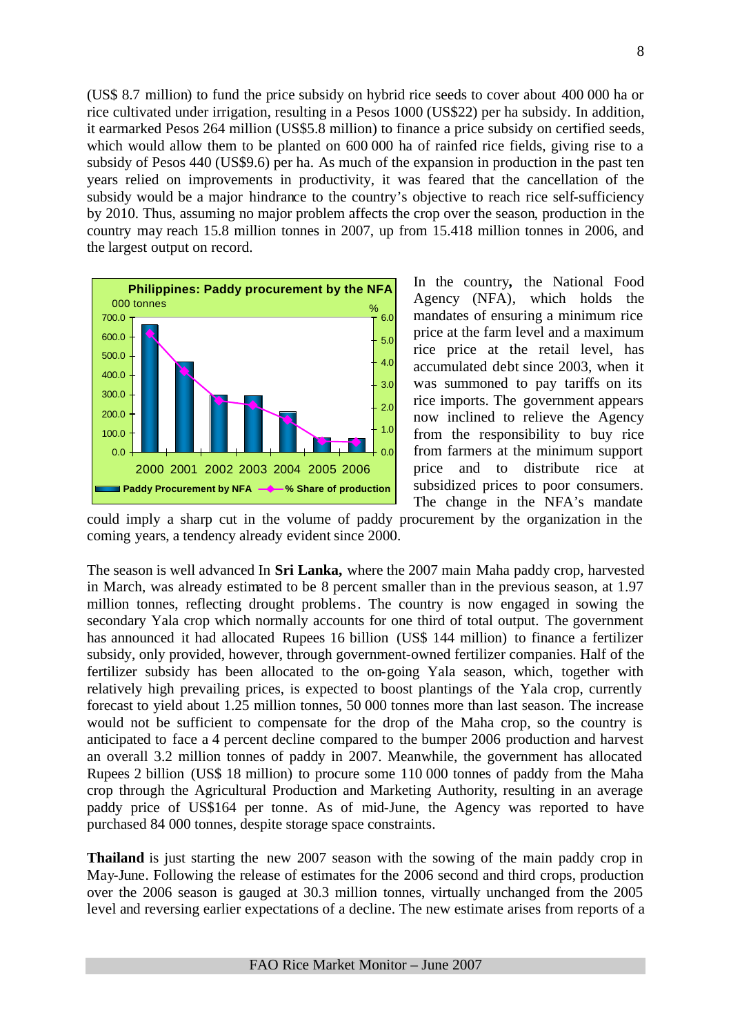(US$ 8.7 million) to fund the price subsidy on hybrid rice seeds to cover about 400 000 ha or rice cultivated under irrigation, resulting in a Pesos 1000 (US$22) per ha subsidy. In addition, it earmarked Pesos 264 million (US$5.8 million) to finance a price subsidy on certified seeds, which would allow them to be planted on 600 000 ha of rainfed rice fields, giving rise to a subsidy of Pesos 440 (US$9.6) per ha. As much of the expansion in production in the past ten years relied on improvements in productivity, it was feared that the cancellation of the subsidy would be a major hindrance to the country's objective to reach rice self-sufficiency by 2010. Thus, assuming no major problem affects the crop over the season, production in the country may reach 15.8 million tonnes in 2007, up from 15.418 million tonnes in 2006, and the largest output on record.

**Philippines: Paddy procurement by the NFA**

In the country**,** the National Food Agency (NFA), which holds the mandates of ensuring a minimum rice price at the farm level and a maximum rice price at the retail level, has accumulated debt since 2003, when it was summoned to pay tariffs on its rice imports. The government appears now inclined to relieve the Agency from the responsibility to buy rice from farmers at the minimum support price and to distribute rice at subsidized prices to poor consumers. The change in the NFA's mandate could imply a sharp cut in the volume of paddy procurement by the organization in the coming years, a tendency already evident since 2000.

The season is well advanced In **Sri Lanka,** where the 2007 main Maha paddy crop, harvested in March, was already estimated to be 8 percent smaller than in the previous season, at 1.97 million tonnes, reflecting drought problems. The country is now engaged in sowing the secondary Yala crop which normally accounts for one third of total output. The government has announced it had allocated Rupees 16 billion (US$ 144 million) to finance a fertilizer subsidy, only provided, however, through government-owned fertilizer companies. Half of the fertilizer subsidy has been allocated to the on-going Yala season, which, together with relatively high prevailing prices, is expected to boost plantings of the Yala crop, currently forecast to yield about 1.25 million tonnes, 50 000 tonnes more than last season. The increase would not be sufficient to compensate for the drop of the Maha crop, so the country is anticipated to face a 4 percent decline compared to the bumper 2006 production and harvest an overall 3.2 million tonnes of paddy in 2007. Meanwhile, the government has allocated Rupees 2 billion (US$ 18 million) to procure some 110 000 tonnes of paddy from the Maha crop through the Agricultural Production and Marketing Authority, resulting in an average paddy price of US$164 per tonne. As of mid-June, the Agency was reported to have purchased 84 000 tonnes, despite storage space constraints.

**Thailand** is just starting the new 2007 season with the sowing of the main paddy crop in May-June. Following the release of estimates for the 2006 second and third crops, production over the 2006 season is gauged at 30.3 million tonnes, virtually unchanged from the 2005 level and reversing earlier expectations of a decline. The new estimate arises from reports of a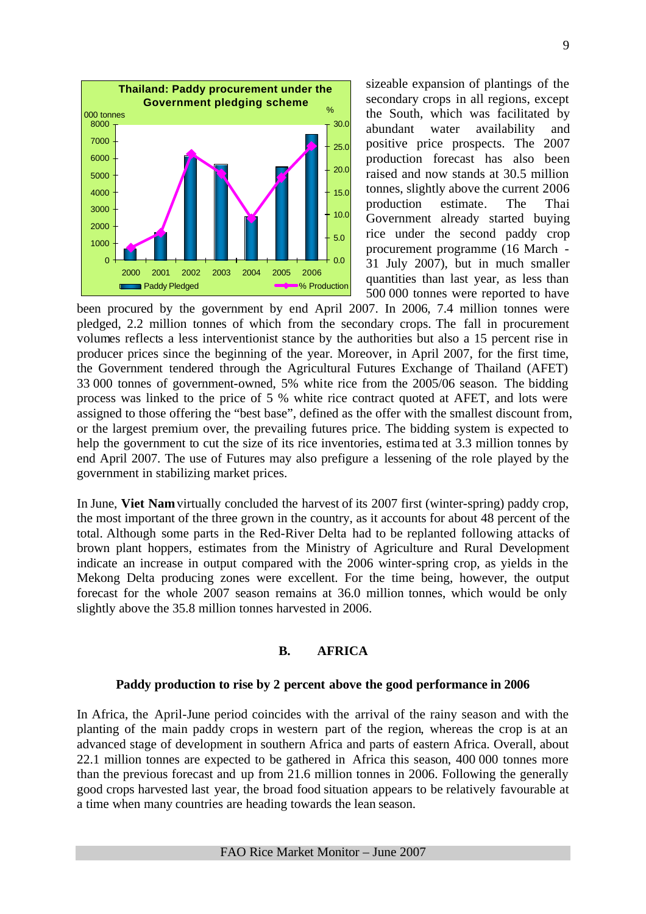sizeable expansion of plantings of the secondary crops in all regions, except the South, which was facilitated by abundant water availability and positive price prospects. The 2007 production forecast has also been raised and now stands at 30.5 million tonnes, slightly above the current 2006 production estimate. The Thai Government already started buying rice under the second paddy crop procurement programme (16 March - 31 July 2007), but in much smaller quantities than last year, as less than 500 000 tonnes were reported to have been procured by the government by end April 2007. In 2006, 7.4 million tonnes were pledged, 2.2 million tonnes of which from the secondary crops. The fall in procurement volumes reflects a less interventionist stance by the authorities but also a 15 percent rise in producer prices since the beginning of the year. Moreover, in April 2007, for the first time, the Government tendered through the Agricultural Futures Exchange of Thailand (AFET) 33 000 tonnes of government-owned, 5% white rice from the 2005/06 season. The bidding process was linked to the price of 5 % white rice contract quoted at AFET, and lots were assigned to those offering the "best base", defined as the offer with the smallest discount from, or the largest premium over, the prevailing futures price. The bidding system is expected to help the government to cut the size of its rice inventories, estimated at 3.3 million tonnes by end April 2007. The use of Futures may also prefigure a lessening of the role played by the government in stabilizing market prices.

In June, **Viet Nam** virtually concluded the harvest of its 2007 first (winter-spring) paddy crop, the most important of the three grown in the country, as it accounts for about 48 percent of the total. Although some parts in the Red-River Delta had to be replanted following attacks of brown plant hoppers, estimates from the Ministry of Agriculture and Rural Development indicate an increase in output compared with the 2006 winter-spring crop, as yields in the Mekong Delta producing zones were excellent. For the time being, however, the output forecast for the whole 2007 season remains at 36.0 million tonnes, which would be only slightly above the 35.8 million tonnes harvested in 2006.

## B. AFRICA

### Paddy production to rise by 2 percent above the good performance in 2006

In Africa, the April-June period coincides with the arrival of the rainy season and with the planting of the main paddy crops in western part of the region, whereas the crop is at an advanced stage of development in southern Africa and parts of eastern Africa. Overall, about 22.1 million tonnes are expected to be gathered in Africa this season, 400 000 tonnes more than the previous forecast and up from 21.6 million tonnes in 2006. Following the generally good crops harvested last year, the broad food situation appears to be relatively favourable at a time when many countries are heading towards the lean season.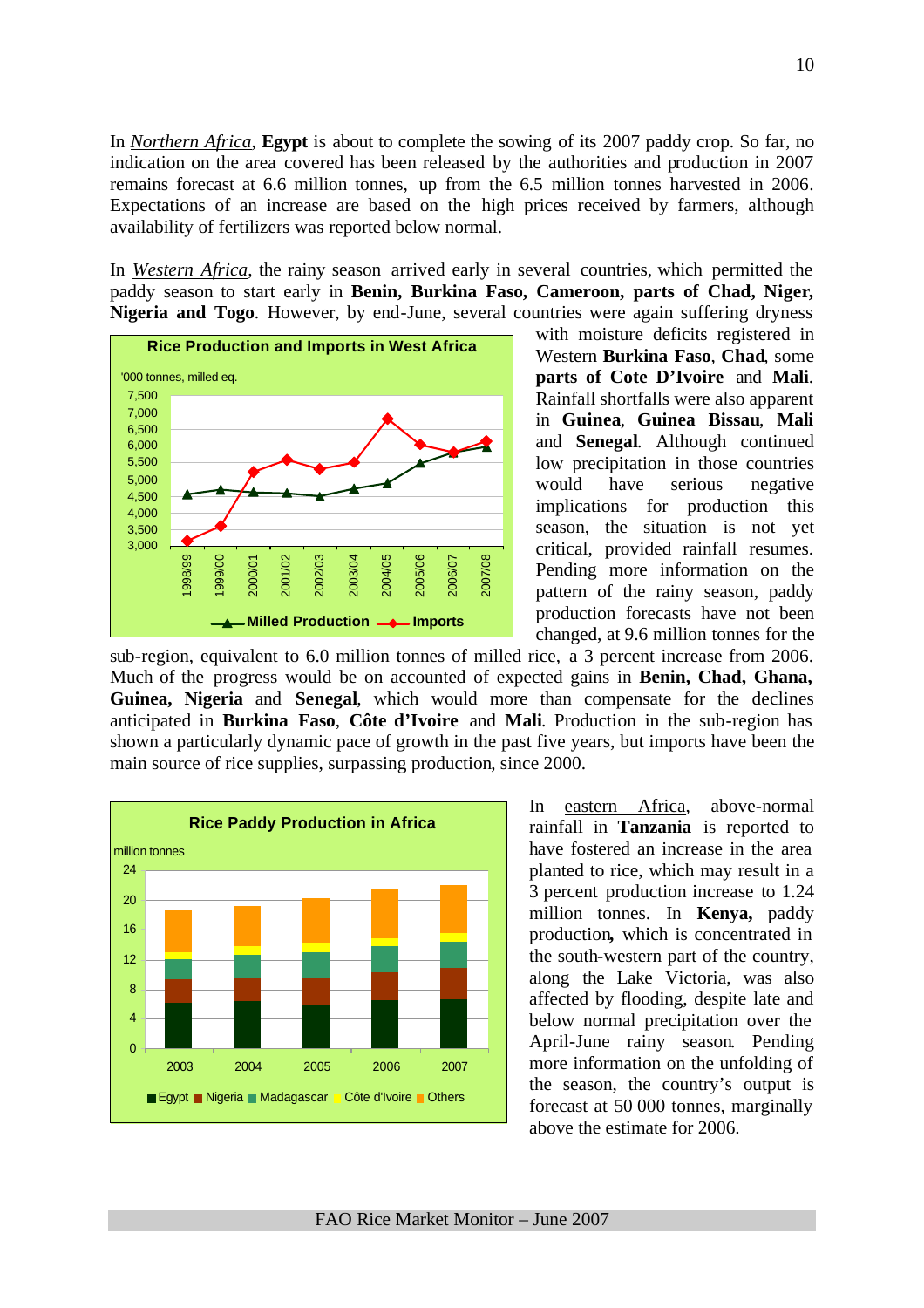In *Northern Africa*, **Egypt** is about to complete the sowing of its 2007 paddy crop. So far, no indication on the area covered has been released by the authorities and production in 2007 remains forecast at 6.6 million tonnes, up from the 6.5 million tonnes harvested in 2006. Expectations of an increase are based on the high prices received by farmers, although availability of fertilizers was reported below normal.

In *Western Africa*, the rainy season arrived early in several countries, which permitted the paddy season to start early in **Benin, Burkina Faso, Cameroon, parts of Chad, Niger, Nigeria and Togo**. However, by end-June, several countries were again suffering dryness with moisture deficits registered in Western **Burkina Faso**, **Chad**, some **parts of Cote D'Ivoire** and **Mali**. Rainfall shortfalls were also apparent in **Guinea**, **Guinea Bissau**, **Mali** and **Senegal**. Although continued low precipitation in those countries would have serious negative implications for production this season, the situation is not yet critical, provided rainfall resumes. Pending more information on the pattern of the rainy season, paddy production forecasts have not been changed, at 9.6 million tonnes for the sub-region, equivalent to 6.0 million tonnes of milled rice, a 3 percent increase from 2006. Much of the progress would be on accounted of expected gains in **Benin, Chad, Ghana, Guinea, Nigeria** and **Senegal**, which would more than compensate for the declines anticipated in **Burkina Faso**, **Côte d'Ivoire** and **Mali**. Production in the sub-region has shown a particularly dynamic pace of growth in the past five years, but imports have been the main source of rice supplies, surpassing production, since 2000.

**Rice Production and Imports in West Africa**

'000 tonnes, milled eq.

(Chart: Milled Production and Imports, 1998/99 – 2007/08)

**Rice Paddy Production in Africa**

million tonnes

(Chart: Egypt, Nigeria, Madagascar, Côte d'Ivoire, Others, 2003 – 2007)

In eastern Africa, above-normal rainfall in **Tanzania** is reported to have fostered an increase in the area planted to rice, which may result in a 3 percent production increase to 1.24 million tonnes. In **Kenya,** paddy production**,** which is concentrated in the south-western part of the country, along the Lake Victoria, was also affected by flooding, despite late and below normal precipitation over the April-June rainy season. Pending more information on the unfolding of the season, the country's output is forecast at 50 000 tonnes, marginally above the estimate for 2006.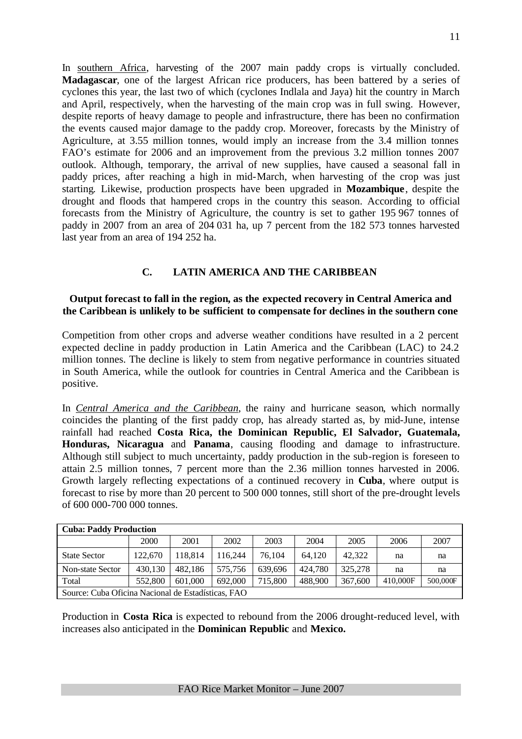In southern Africa, harvesting of the 2007 main paddy crops is virtually concluded. **Madagascar**, one of the largest African rice producers, has been battered by a series of cyclones this year, the last two of which (cyclones Indlala and Jaya) hit the country in March and April, respectively, when the harvesting of the main crop was in full swing. However, despite reports of heavy damage to people and infrastructure, there has been no confirmation the events caused major damage to the paddy crop. Moreover, forecasts by the Ministry of Agriculture, at 3.55 million tonnes, would imply an increase from the 3.4 million tonnes FAO's estimate for 2006 and an improvement from the previous 3.2 million tonnes 2007 outlook. Although, temporary, the arrival of new supplies, have caused a seasonal fall in paddy prices, after reaching a high in mid-March, when harvesting of the crop was just starting. Likewise, production prospects have been upgraded in **Mozambique**, despite the drought and floods that hampered crops in the country this season. According to official forecasts from the Ministry of Agriculture, the country is set to gather 195 967 tonnes of paddy in 2007 from an area of 204 031 ha, up 7 percent from the 182 573 tonnes harvested last year from an area of 194 252 ha.

## C. LATIN AMERICA AND THE CARIBBEAN

### Output forecast to fall in the region, as the expected recovery in Central America and the Caribbean is unlikely to be sufficient to compensate for declines in the southern cone

Competition from other crops and adverse weather conditions have resulted in a 2 percent expected decline in paddy production in Latin America and the Caribbean (LAC) to 24.2 million tonnes. The decline is likely to stem from negative performance in countries situated in South America, while the outlook for countries in Central America and the Caribbean is positive.

In *Central America and the Caribbean*, the rainy and hurricane season, which normally coincides the planting of the first paddy crop, has already started as, by mid-June, intense rainfall had reached **Costa Rica, the Dominican Republic, El Salvador, Guatemala, Honduras, Nicaragua** and **Panama**, causing flooding and damage to infrastructure. Although still subject to much uncertainty, paddy production in the sub-region is foreseen to attain 2.5 million tonnes, 7 percent more than the 2.36 million tonnes harvested in 2006. Growth largely reflecting expectations of a continued recovery in **Cuba**, where output is forecast to rise by more than 20 percent to 500 000 tonnes, still short of the pre-drought levels of 600 000-700 000 tonnes.

**Cuba: Paddy Production**

| | 2000 | 2001 | 2002 | 2003 | 2004 | 2005 | 2006 | 2007 |
|---|---|---|---|---|---|---|---|---|
| State Sector | 122,670 | 118,814 | 116,244 | 76,104 | 64,120 | 42,322 | na | na |
| Non-state Sector | 430,130 | 482,186 | 575,756 | 639,696 | 424,780 | 325,278 | na | na |
| Total | 552,800 | 601,000 | 692,000 | 715,800 | 488,900 | 367,600 | 410,000F | 500,000F |

Source: Cuba Oficina Nacional de Estadísticas, FAO

Production in **Costa Rica** is expected to rebound from the 2006 drought-reduced level, with increases also anticipated in the **Dominican Republic** and **Mexico.**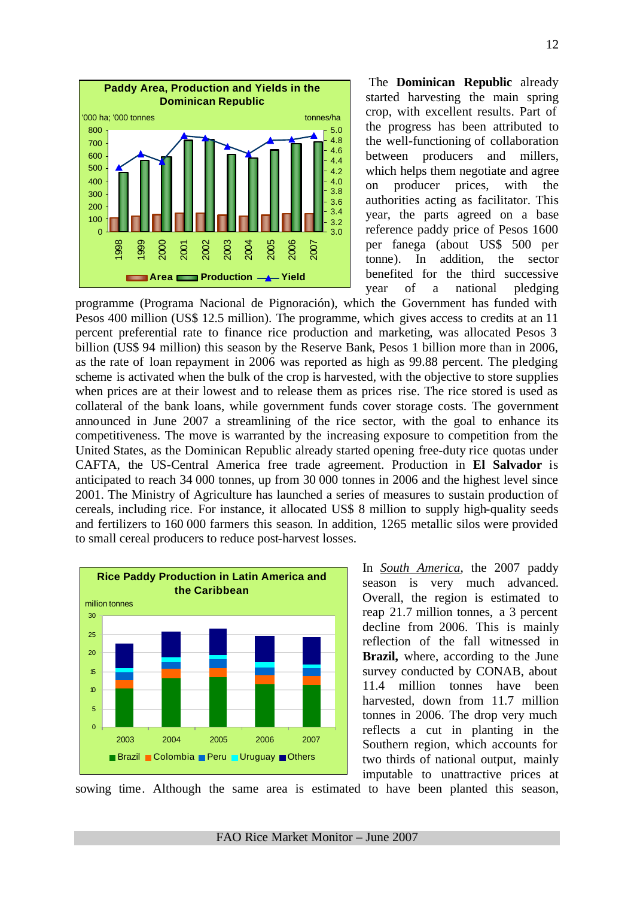**Paddy Area, Production and Yields in the Dominican Republic**

The **Dominican Republic** already started harvesting the main spring crop, with excellent results. Part of the progress has been attributed to the well-functioning of collaboration between producers and millers, which helps them negotiate and agree on producer prices, with the authorities acting as facilitator. This year, the parts agreed on a base reference paddy price of Pesos 1600 per fanega (about US$ 500 per tonne). In addition, the sector benefited for the third successive year of a national pledging programme (Programa Nacional de Pignoración), which the Government has funded with Pesos 400 million (US$ 12.5 million). The programme, which gives access to credits at an 11 percent preferential rate to finance rice production and marketing, was allocated Pesos 3 billion (US$ 94 million) this season by the Reserve Bank, Pesos 1 billion more than in 2006, as the rate of loan repayment in 2006 was reported as high as 99.88 percent. The pledging scheme is activated when the bulk of the crop is harvested, with the objective to store supplies when prices are at their lowest and to release them as prices rise. The rice stored is used as collateral of the bank loans, while government funds cover storage costs. The government announced in June 2007 a streamlining of the rice sector, with the goal to enhance its competitiveness. The move is warranted by the increasing exposure to competition from the United States, as the Dominican Republic already started opening free-duty rice quotas under CAFTA, the US-Central America free trade agreement. Production in **El Salvador** is anticipated to reach 34 000 tonnes, up from 30 000 tonnes in 2006 and the highest level since 2001. The Ministry of Agriculture has launched a series of measures to sustain production of cereals, including rice. For instance, it allocated US$ 8 million to supply high-quality seeds and fertilizers to 160 000 farmers this season. In addition, 1265 metallic silos were provided to small cereal producers to reduce post-harvest losses.

**Rice Paddy Production in Latin America and the Caribbean**

In *South America*, the 2007 paddy season is very much advanced. Overall, the region is estimated to reap 21.7 million tonnes, a 3 percent decline from 2006. This is mainly reflection of the fall witnessed in **Brazil,** where, according to the June survey conducted by CONAB, about 11.4 million tonnes have been harvested, down from 11.7 million tonnes in 2006. The drop very much reflects a cut in planting in the Southern region, which accounts for two thirds of national output, mainly imputable to unattractive prices at sowing time. Although the same area is estimated to have been planted this season,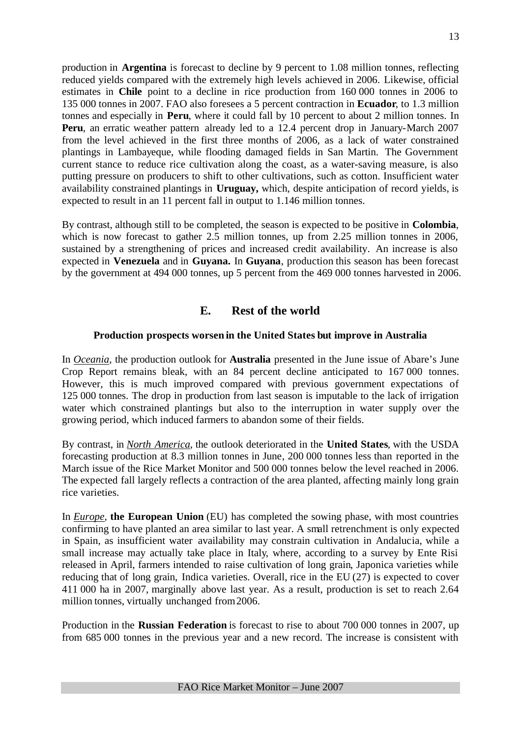production in **Argentina** is forecast to decline by 9 percent to 1.08 million tonnes, reflecting reduced yields compared with the extremely high levels achieved in 2006. Likewise, official estimates in **Chile** point to a decline in rice production from 160 000 tonnes in 2006 to 135 000 tonnes in 2007. FAO also foresees a 5 percent contraction in **Ecuador**, to 1.3 million tonnes and especially in **Peru**, where it could fall by 10 percent to about 2 million tonnes. In **Peru**, an erratic weather pattern already led to a 12.4 percent drop in January-March 2007 from the level achieved in the first three months of 2006, as a lack of water constrained plantings in Lambayeque, while flooding damaged fields in San Martin. The Government current stance to reduce rice cultivation along the coast, as a water-saving measure, is also putting pressure on producers to shift to other cultivations, such as cotton. Insufficient water availability constrained plantings in **Uruguay,** which, despite anticipation of record yields, is expected to result in an 11 percent fall in output to 1.146 million tonnes.

By contrast, although still to be completed, the season is expected to be positive in **Colombia**, which is now forecast to gather 2.5 million tonnes, up from 2.25 million tonnes in 2006, sustained by a strengthening of prices and increased credit availability. An increase is also expected in **Venezuela** and in **Guyana.** In **Guyana**, production this season has been forecast by the government at 494 000 tonnes, up 5 percent from the 469 000 tonnes harvested in 2006.

## E. Rest of the world

#### Production prospects worsen in the United States but improve in Australia

In *Oceania*, the production outlook for **Australia** presented in the June issue of Abare's June Crop Report remains bleak, with an 84 percent decline anticipated to 167 000 tonnes. However, this is much improved compared with previous government expectations of 125 000 tonnes. The drop in production from last season is imputable to the lack of irrigation water which constrained plantings but also to the interruption in water supply over the growing period, which induced farmers to abandon some of their fields.

By contrast, in *North America*, the outlook deteriorated in the **United States**, with the USDA forecasting production at 8.3 million tonnes in June, 200 000 tonnes less than reported in the March issue of the Rice Market Monitor and 500 000 tonnes below the level reached in 2006. The expected fall largely reflects a contraction of the area planted, affecting mainly long grain rice varieties.

In *Europe*, **the European Union** (EU) has completed the sowing phase, with most countries confirming to have planted an area similar to last year. A small retrenchment is only expected in Spain, as insufficient water availability may constrain cultivation in Andalucia, while a small increase may actually take place in Italy, where, according to a survey by Ente Risi released in April, farmers intended to raise cultivation of long grain, Japonica varieties while reducing that of long grain, Indica varieties. Overall, rice in the EU (27) is expected to cover 411 000 ha in 2007, marginally above last year. As a result, production is set to reach 2.64 million tonnes, virtually unchanged from 2006.

Production in the **Russian Federation** is forecast to rise to about 700 000 tonnes in 2007, up from 685 000 tonnes in the previous year and a new record. The increase is consistent with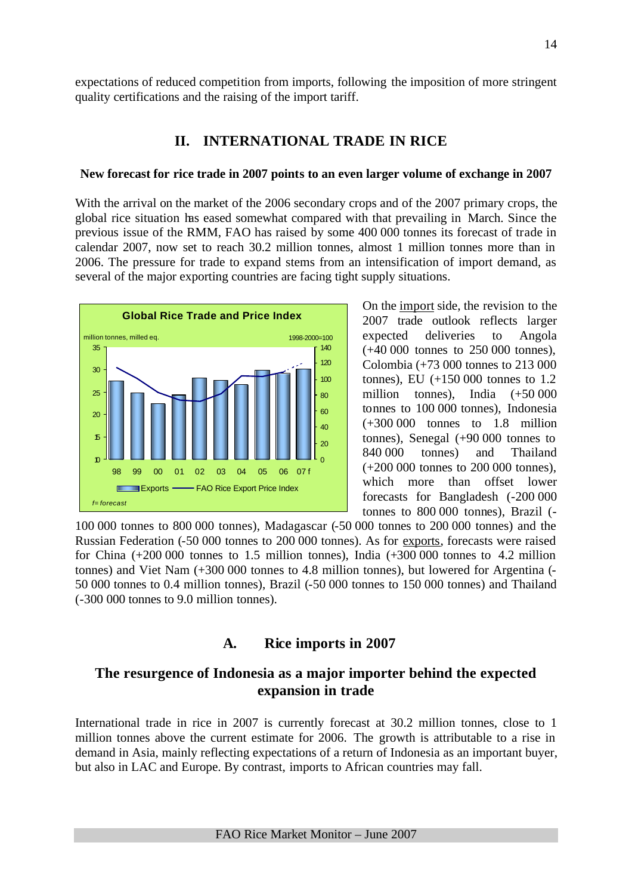expectations of reduced competition from imports, following the imposition of more stringent quality certifications and the raising of the import tariff.

## II. INTERNATIONAL TRADE IN RICE

### New forecast for rice trade in 2007 points to an even larger volume of exchange in 2007

With the arrival on the market of the 2006 secondary crops and of the 2007 primary crops, the global rice situation has eased somewhat compared with that prevailing in March. Since the previous issue of the RMM, FAO has raised by some 400 000 tonnes its forecast of trade in calendar 2007, now set to reach 30.2 million tonnes, almost 1 million tonnes more than in 2006. The pressure for trade to expand stems from an intensification of import demand, as several of the major exporting countries are facing tight supply situations.

**Global Rice Trade and Price Index**

million tonnes, milled eq. — 1998-2000=100

Exports — FAO Rice Export Price Index

*f= forecast*

On the import side, the revision to the 2007 trade outlook reflects larger expected deliveries to Angola (+40 000 tonnes to 250 000 tonnes), Colombia (+73 000 tonnes to 213 000 tonnes), EU (+150 000 tonnes to 1.2 million tonnes), India (+50 000 tonnes to 100 000 tonnes), Indonesia (+300 000 tonnes to 1.8 million tonnes), Senegal (+90 000 tonnes to 840 000 tonnes) and Thailand (+200 000 tonnes to 200 000 tonnes), which more than offset lower forecasts for Bangladesh (-200 000 tonnes to 800 000 tonnes), Brazil (-100 000 tonnes to 800 000 tonnes), Madagascar (-50 000 tonnes to 200 000 tonnes) and the Russian Federation (-50 000 tonnes to 200 000 tonnes). As for exports, forecasts were raised for China (+200 000 tonnes to 1.5 million tonnes), India (+300 000 tonnes to 4.2 million tonnes) and Viet Nam (+300 000 tonnes to 4.8 million tonnes), but lowered for Argentina (-50 000 tonnes to 0.4 million tonnes), Brazil (-50 000 tonnes to 150 000 tonnes) and Thailand (-300 000 tonnes to 9.0 million tonnes).

### A. Rice imports in 2007

### The resurgence of Indonesia as a major importer behind the expected expansion in trade

International trade in rice in 2007 is currently forecast at 30.2 million tonnes, close to 1 million tonnes above the current estimate for 2006. The growth is attributable to a rise in demand in Asia, mainly reflecting expectations of a return of Indonesia as an important buyer, but also in LAC and Europe. By contrast, imports to African countries may fall.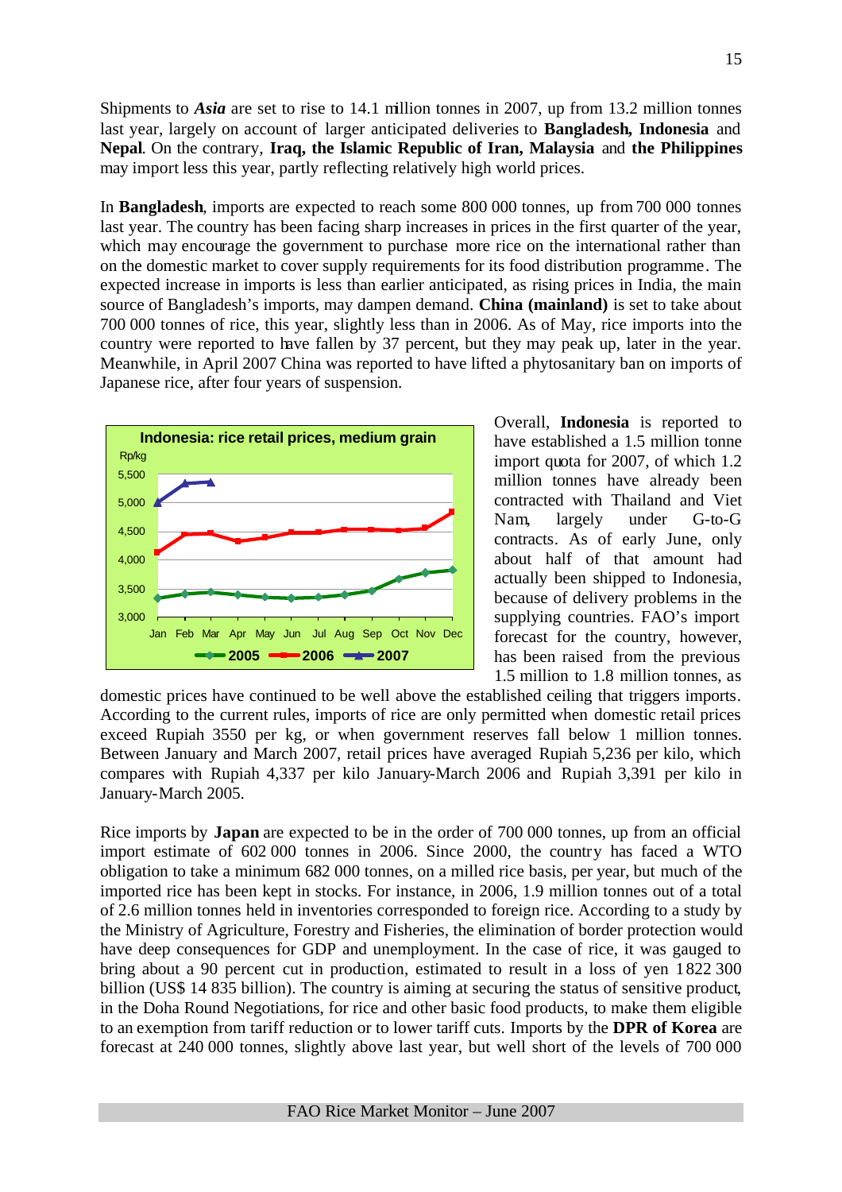Shipments to ***Asia*** are set to rise to 14.1 million tonnes in 2007, up from 13.2 million tonnes last year, largely on account of larger anticipated deliveries to **Bangladesh, Indonesia** and **Nepal**. On the contrary, **Iraq, the Islamic Republic of Iran, Malaysia** and **the Philippines** may import less this year, partly reflecting relatively high world prices.

In **Bangladesh**, imports are expected to reach some 800 000 tonnes, up from 700 000 tonnes last year. The country has been facing sharp increases in prices in the first quarter of the year, which may encourage the government to purchase more rice on the international rather than on the domestic market to cover supply requirements for its food distribution programme. The expected increase in imports is less than earlier anticipated, as rising prices in India, the main source of Bangladesh's imports, may dampen demand. **China (mainland)** is set to take about 700 000 tonnes of rice, this year, slightly less than in 2006. As of May, rice imports into the country were reported to have fallen by 37 percent, but they may peak up, later in the year. Meanwhile, in April 2007 China was reported to have lifted a phytosanitary ban on imports of Japanese rice, after four years of suspension.

**Indonesia: rice retail prices, medium grain**

Overall, **Indonesia** is reported to have established a 1.5 million tonne import quota for 2007, of which 1.2 million tonnes have already been contracted with Thailand and Viet Nam, largely under G-to-G contracts. As of early June, only about half of that amount had actually been shipped to Indonesia, because of delivery problems in the supplying countries. FAO's import forecast for the country, however, has been raised from the previous 1.5 million to 1.8 million tonnes, as domestic prices have continued to be well above the established ceiling that triggers imports. According to the current rules, imports of rice are only permitted when domestic retail prices exceed Rupiah 3550 per kg, or when government reserves fall below 1 million tonnes. Between January and March 2007, retail prices have averaged Rupiah 5,236 per kilo, which compares with Rupiah 4,337 per kilo January-March 2006 and Rupiah 3,391 per kilo in January-March 2005.

Rice imports by **Japan** are expected to be in the order of 700 000 tonnes, up from an official import estimate of 602 000 tonnes in 2006. Since 2000, the country has faced a WTO obligation to take a minimum 682 000 tonnes, on a milled rice basis, per year, but much of the imported rice has been kept in stocks. For instance, in 2006, 1.9 million tonnes out of a total of 2.6 million tonnes held in inventories corresponded to foreign rice. According to a study by the Ministry of Agriculture, Forestry and Fisheries, the elimination of border protection would have deep consequences for GDP and unemployment. In the case of rice, it was gauged to bring about a 90 percent cut in production, estimated to result in a loss of yen 1822 300 billion (US$ 14 835 billion). The country is aiming at securing the status of sensitive product, in the Doha Round Negotiations, for rice and other basic food products, to make them eligible to an exemption from tariff reduction or to lower tariff cuts. Imports by the **DPR of Korea** are forecast at 240 000 tonnes, slightly above last year, but well short of the levels of 700 000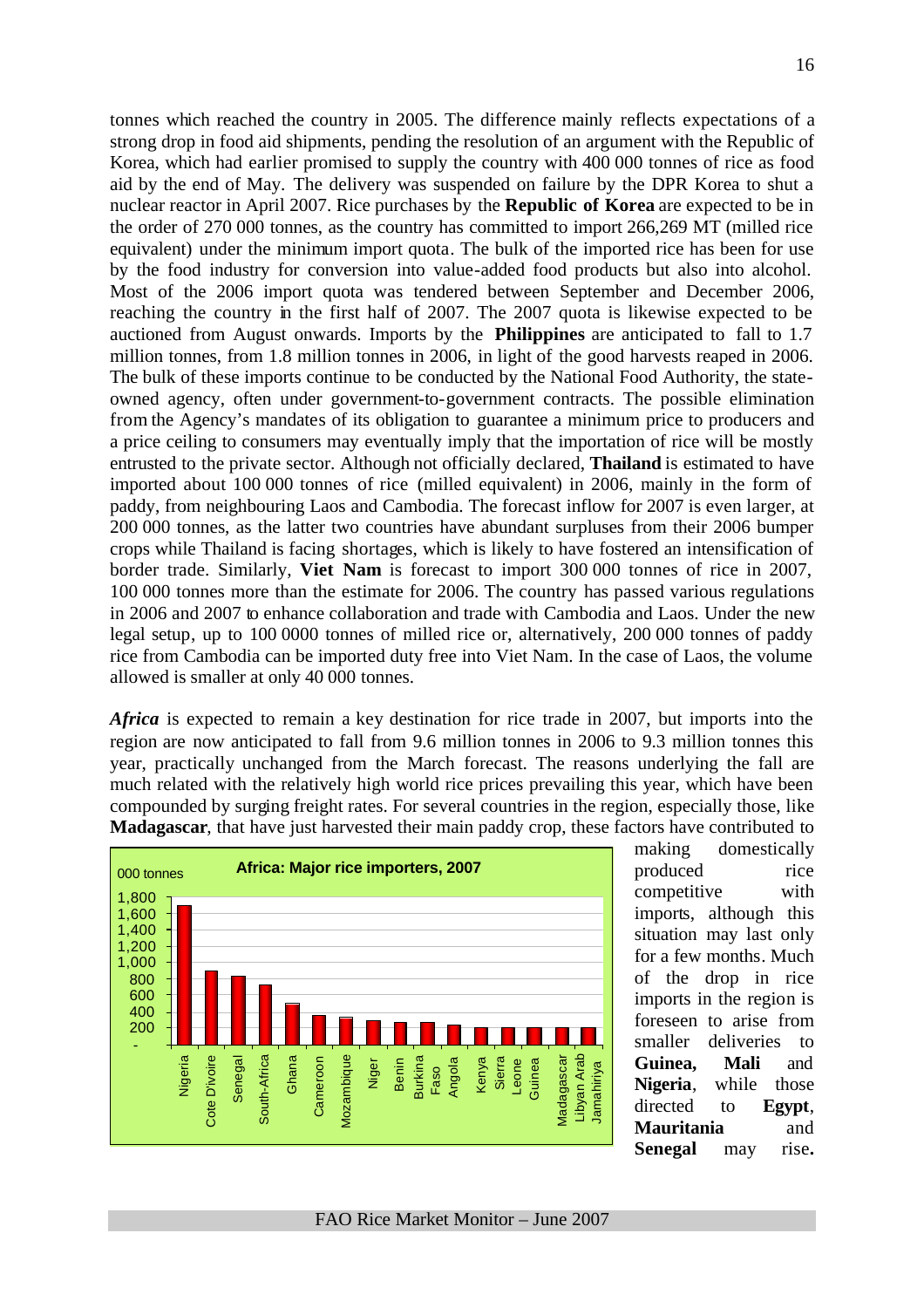tonnes which reached the country in 2005. The difference mainly reflects expectations of a strong drop in food aid shipments, pending the resolution of an argument with the Republic of Korea, which had earlier promised to supply the country with 400 000 tonnes of rice as food aid by the end of May. The delivery was suspended on failure by the DPR Korea to shut a nuclear reactor in April 2007. Rice purchases by the **Republic of Korea** are expected to be in the order of 270 000 tonnes, as the country has committed to import 266,269 MT (milled rice equivalent) under the minimum import quota. The bulk of the imported rice has been for use by the food industry for conversion into value-added food products but also into alcohol. Most of the 2006 import quota was tendered between September and December 2006, reaching the country in the first half of 2007. The 2007 quota is likewise expected to be auctioned from August onwards. Imports by the **Philippines** are anticipated to fall to 1.7 million tonnes, from 1.8 million tonnes in 2006, in light of the good harvests reaped in 2006. The bulk of these imports continue to be conducted by the National Food Authority, the state-owned agency, often under government-to-government contracts. The possible elimination from the Agency's mandates of its obligation to guarantee a minimum price to producers and a price ceiling to consumers may eventually imply that the importation of rice will be mostly entrusted to the private sector. Although not officially declared, **Thailand** is estimated to have imported about 100 000 tonnes of rice (milled equivalent) in 2006, mainly in the form of paddy, from neighbouring Laos and Cambodia. The forecast inflow for 2007 is even larger, at 200 000 tonnes, as the latter two countries have abundant surpluses from their 2006 bumper crops while Thailand is facing shortages, which is likely to have fostered an intensification of border trade. Similarly, **Viet Nam** is forecast to import 300 000 tonnes of rice in 2007, 100 000 tonnes more than the estimate for 2006. The country has passed various regulations in 2006 and 2007 to enhance collaboration and trade with Cambodia and Laos. Under the new legal setup, up to 100 0000 tonnes of milled rice or, alternatively, 200 000 tonnes of paddy rice from Cambodia can be imported duty free into Viet Nam. In the case of Laos, the volume allowed is smaller at only 40 000 tonnes.

***Africa*** is expected to remain a key destination for rice trade in 2007, but imports into the region are now anticipated to fall from 9.6 million tonnes in 2006 to 9.3 million tonnes this year, practically unchanged from the March forecast. The reasons underlying the fall are much related with the relatively high world rice prices prevailing this year, which have been compounded by surging freight rates. For several countries in the region, especially those, like **Madagascar**, that have just harvested their main paddy crop, these factors have contributed to making domestically produced rice competitive with imports, although this situation may last only for a few months. Much of the drop in rice imports in the region is foreseen to arise from smaller deliveries to **Guinea, Mali** and **Nigeria**, while those directed to **Egypt**, **Mauritania** and **Senegal** may rise.

**Africa: Major rice importers, 2007** (000 tonnes)

| Country | 000 tonnes (approx.) |
|---|---|
| Nigeria | 1,700 |
| Cote D'Ivoire | 900 |
| Senegal | 830 |
| South-Africa | 730 |
| Ghana | 500 |
| Cameroon | 360 |
| Mozambique | 330 |
| Niger | 300 |
| Benin | 280 |
| Burkina Faso | 280 |
| Angola | 240 |
| Kenya | 200 |
| Sierra Leone | 200 |
| Guinea | 200 |
| Madagascar | 200 |
| Libyan Arab Jamahiriya | 200 |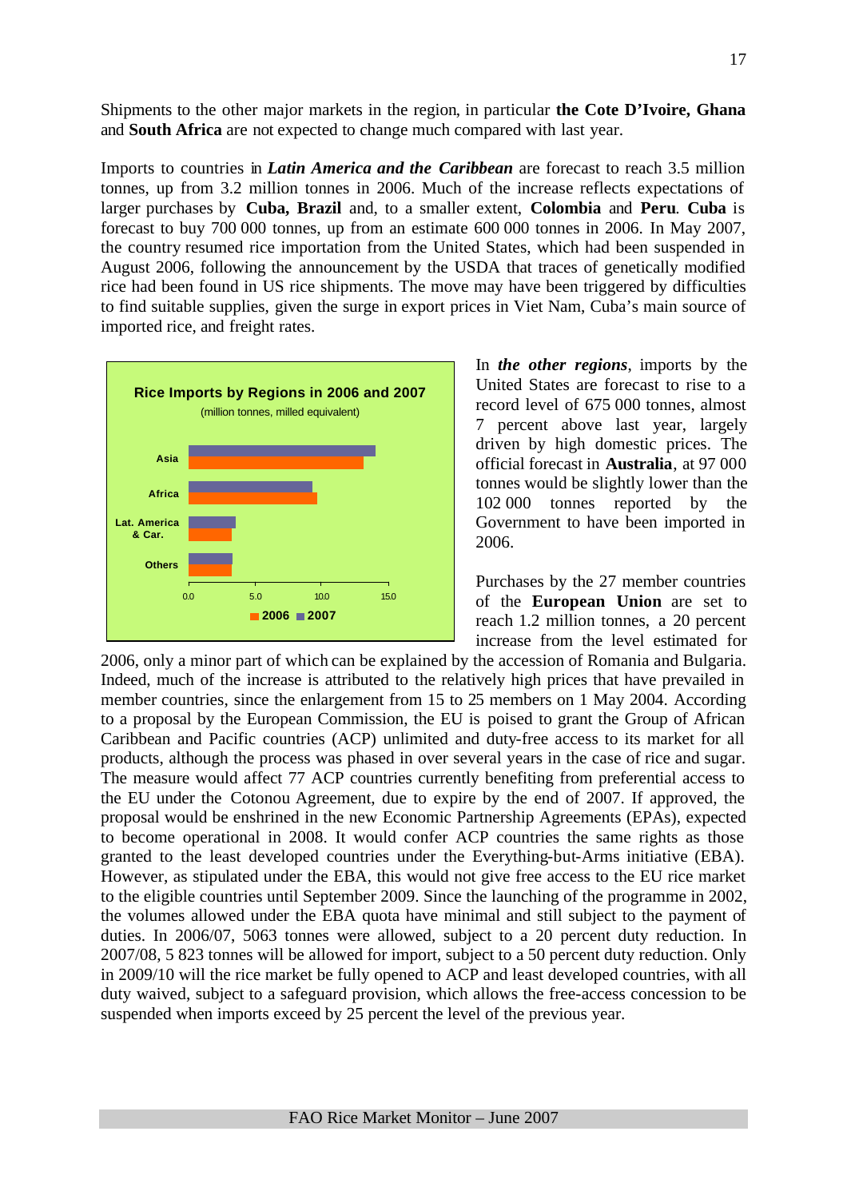Shipments to the other major markets in the region, in particular **the Cote D'Ivoire, Ghana** and **South Africa** are not expected to change much compared with last year.

Imports to countries in ***Latin America and the Caribbean*** are forecast to reach 3.5 million tonnes, up from 3.2 million tonnes in 2006. Much of the increase reflects expectations of larger purchases by **Cuba, Brazil** and, to a smaller extent, **Colombia** and **Peru**. **Cuba** is forecast to buy 700 000 tonnes, up from an estimate 600 000 tonnes in 2006. In May 2007, the country resumed rice importation from the United States, which had been suspended in August 2006, following the announcement by the USDA that traces of genetically modified rice had been found in US rice shipments. The move may have been triggered by difficulties to find suitable supplies, given the surge in export prices in Viet Nam, Cuba's main source of imported rice, and freight rates.

**Rice Imports by Regions in 2006 and 2007**

(million tonnes, milled equivalent)

In ***the other regions***, imports by the United States are forecast to rise to a record level of 675 000 tonnes, almost 7 percent above last year, largely driven by high domestic prices. The official forecast in **Australia**, at 97 000 tonnes would be slightly lower than the 102 000 tonnes reported by the Government to have been imported in 2006.

Purchases by the 27 member countries of the **European Union** are set to reach 1.2 million tonnes, a 20 percent increase from the level estimated for 2006, only a minor part of which can be explained by the accession of Romania and Bulgaria. Indeed, much of the increase is attributed to the relatively high prices that have prevailed in member countries, since the enlargement from 15 to 25 members on 1 May 2004. According to a proposal by the European Commission, the EU is poised to grant the Group of African Caribbean and Pacific countries (ACP) unlimited and duty-free access to its market for all products, although the process was phased in over several years in the case of rice and sugar. The measure would affect 77 ACP countries currently benefiting from preferential access to the EU under the Cotonou Agreement, due to expire by the end of 2007. If approved, the proposal would be enshrined in the new Economic Partnership Agreements (EPAs), expected to become operational in 2008. It would confer ACP countries the same rights as those granted to the least developed countries under the Everything-but-Arms initiative (EBA). However, as stipulated under the EBA, this would not give free access to the EU rice market to the eligible countries until September 2009. Since the launching of the programme in 2002, the volumes allowed under the EBA quota have minimal and still subject to the payment of duties. In 2006/07, 5063 tonnes were allowed, subject to a 20 percent duty reduction. In 2007/08, 5 823 tonnes will be allowed for import, subject to a 50 percent duty reduction. Only in 2009/10 will the rice market be fully opened to ACP and least developed countries, with all duty waived, subject to a safeguard provision, which allows the free-access concession to be suspended when imports exceed by 25 percent the level of the previous year.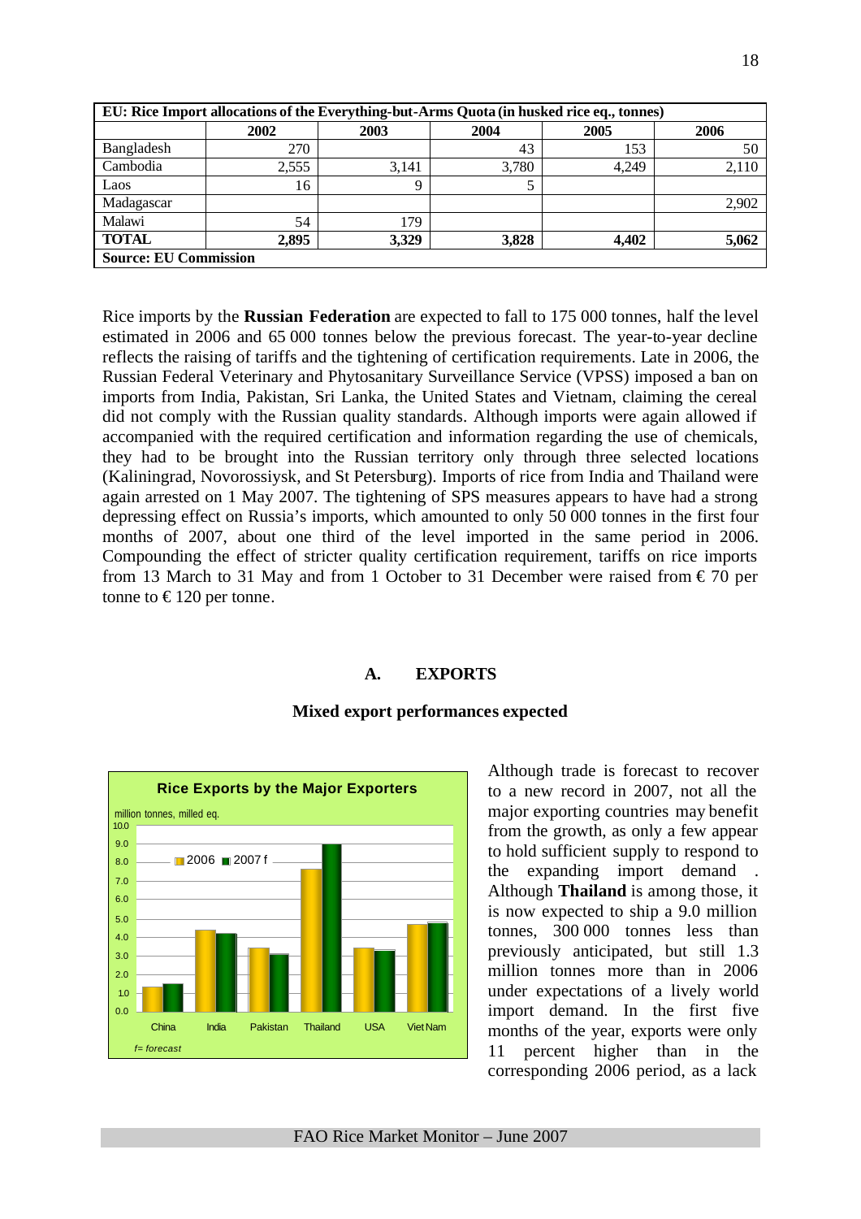| EU: Rice Import allocations of the Everything-but-Arms Quota (in husked rice eq., tonnes) | | | | | |
|---|---|---|---|---|---|
| | 2002 | 2003 | 2004 | 2005 | 2006 |
| Bangladesh | 270 | | 43 | 153 | 50 |
| Cambodia | 2,555 | 3,141 | 3,780 | 4,249 | 2,110 |
| Laos | 16 | 9 | 5 | | |
| Madagascar | | | | | 2,902 |
| Malawi | 54 | 179 | | | |
| **TOTAL** | **2,895** | **3,329** | **3,828** | **4,402** | **5,062** |
| **Source: EU Commission** | | | | | |

Rice imports by the **Russian Federation** are expected to fall to 175 000 tonnes, half the level estimated in 2006 and 65 000 tonnes below the previous forecast. The year-to-year decline reflects the raising of tariffs and the tightening of certification requirements. Late in 2006, the Russian Federal Veterinary and Phytosanitary Surveillance Service (VPSS) imposed a ban on imports from India, Pakistan, Sri Lanka, the United States and Vietnam, claiming the cereal did not comply with the Russian quality standards. Although imports were again allowed if accompanied with the required certification and information regarding the use of chemicals, they had to be brought into the Russian territory only through three selected locations (Kaliningrad, Novorossiysk, and St Petersburg). Imports of rice from India and Thailand were again arrested on 1 May 2007. The tightening of SPS measures appears to have had a strong depressing effect on Russia's imports, which amounted to only 50 000 tonnes in the first four months of 2007, about one third of the level imported in the same period in 2006. Compounding the effect of stricter quality certification requirement, tariffs on rice imports from 13 March to 31 May and from 1 October to 31 December were raised from € 70 per tonne to € 120 per tonne.

## A. EXPORTS

### Mixed export performances expected

**Rice Exports by the Major Exporters**

million tonnes, milled eq.

| | 2006 | 2007 f |
|---|---|---|
| China | 1.3 | 1.5 |
| India | 4.4 | 4.2 |
| Pakistan | 3.4 | 3.1 |
| Thailand | 7.7 | 9.0 |
| USA | 3.4 | 3.3 |
| Viet Nam | 4.7 | 4.8 |

*f= forecast*

Although trade is forecast to recover to a new record in 2007, not all the major exporting countries may benefit from the growth, as only a few appear to hold sufficient supply to respond to the expanding import demand . Although **Thailand** is among those, it is now expected to ship a 9.0 million tonnes, 300 000 tonnes less than previously anticipated, but still 1.3 million tonnes more than in 2006 under expectations of a lively world import demand. In the first five months of the year, exports were only 11 percent higher than in the corresponding 2006 period, as a lack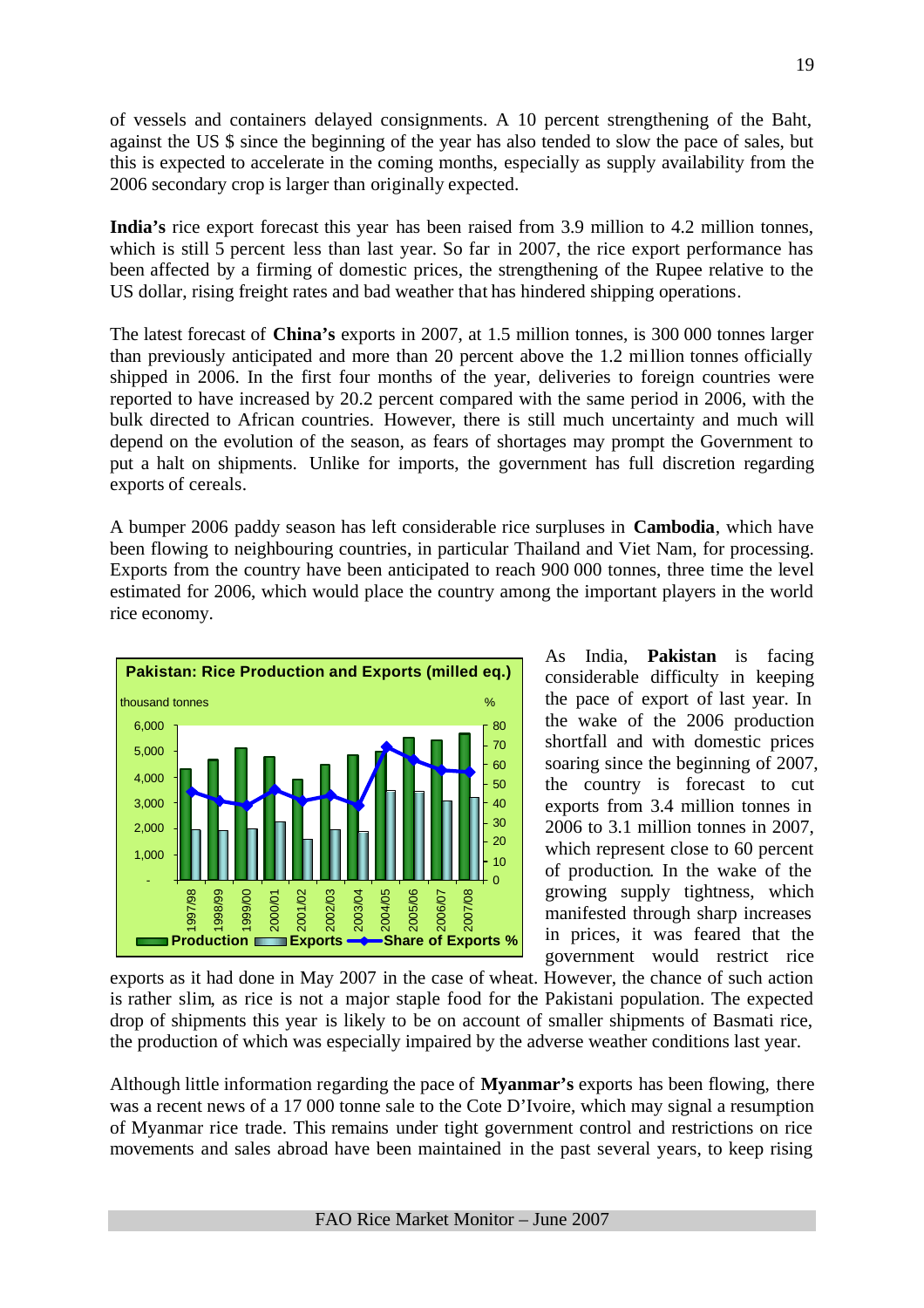of vessels and containers delayed consignments. A 10 percent strengthening of the Baht, against the US $ since the beginning of the year has also tended to slow the pace of sales, but this is expected to accelerate in the coming months, especially as supply availability from the 2006 secondary crop is larger than originally expected.

**India's** rice export forecast this year has been raised from 3.9 million to 4.2 million tonnes, which is still 5 percent less than last year. So far in 2007, the rice export performance has been affected by a firming of domestic prices, the strengthening of the Rupee relative to the US dollar, rising freight rates and bad weather that has hindered shipping operations.

The latest forecast of **China's** exports in 2007, at 1.5 million tonnes, is 300 000 tonnes larger than previously anticipated and more than 20 percent above the 1.2 million tonnes officially shipped in 2006. In the first four months of the year, deliveries to foreign countries were reported to have increased by 20.2 percent compared with the same period in 2006, with the bulk directed to African countries. However, there is still much uncertainty and much will depend on the evolution of the season, as fears of shortages may prompt the Government to put a halt on shipments. Unlike for imports, the government has full discretion regarding exports of cereals.

A bumper 2006 paddy season has left considerable rice surpluses in **Cambodia**, which have been flowing to neighbouring countries, in particular Thailand and Viet Nam, for processing. Exports from the country have been anticipated to reach 900 000 tonnes, three time the level estimated for 2006, which would place the country among the important players in the world rice economy.

**Pakistan: Rice Production and Exports (milled eq.)**

As India, **Pakistan** is facing considerable difficulty in keeping the pace of export of last year. In the wake of the 2006 production shortfall and with domestic prices soaring since the beginning of 2007, the country is forecast to cut exports from 3.4 million tonnes in 2006 to 3.1 million tonnes in 2007, which represent close to 60 percent of production. In the wake of the growing supply tightness, which manifested through sharp increases in prices, it was feared that the government would restrict rice exports as it had done in May 2007 in the case of wheat. However, the chance of such action is rather slim, as rice is not a major staple food for the Pakistani population. The expected drop of shipments this year is likely to be on account of smaller shipments of Basmati rice, the production of which was especially impaired by the adverse weather conditions last year.

Although little information regarding the pace of **Myanmar's** exports has been flowing, there was a recent news of a 17 000 tonne sale to the Cote D'Ivoire, which may signal a resumption of Myanmar rice trade. This remains under tight government control and restrictions on rice movements and sales abroad have been maintained in the past several years, to keep rising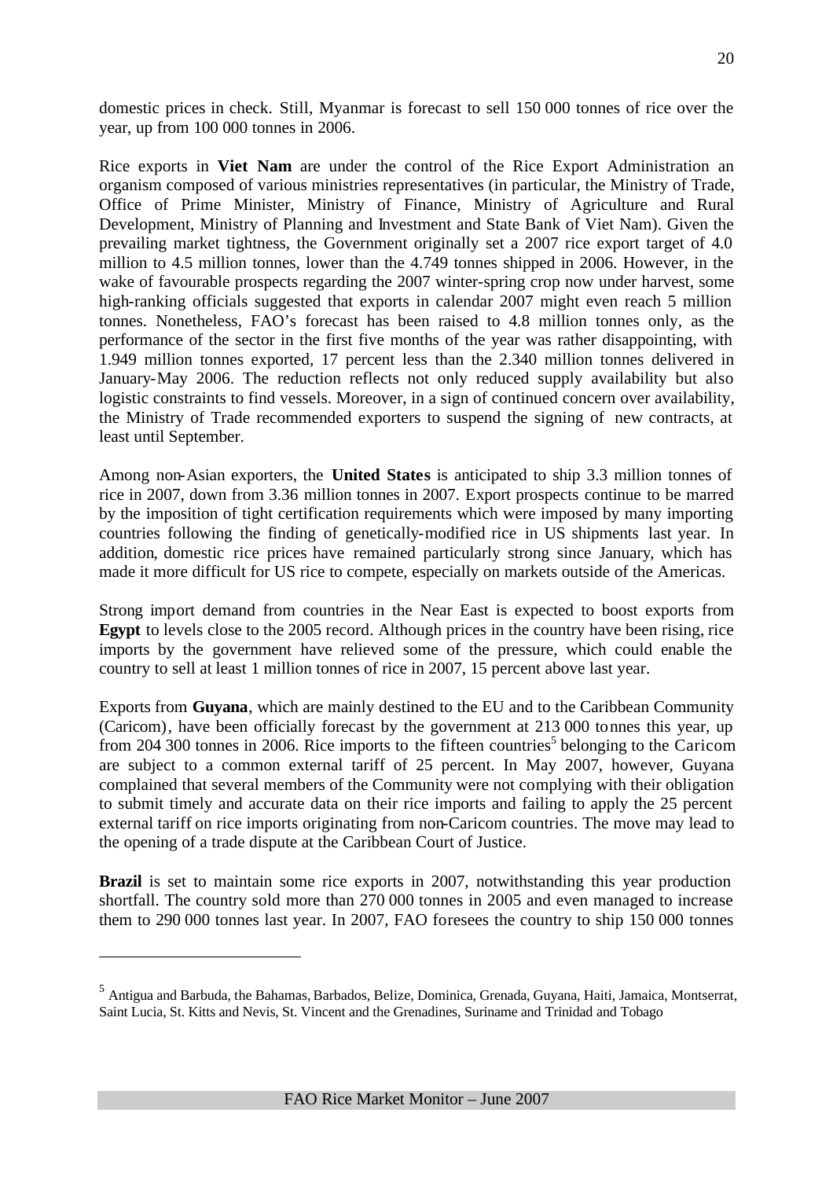domestic prices in check. Still, Myanmar is forecast to sell 150 000 tonnes of rice over the year, up from 100 000 tonnes in 2006.

Rice exports in **Viet Nam** are under the control of the Rice Export Administration an organism composed of various ministries representatives (in particular, the Ministry of Trade, Office of Prime Minister, Ministry of Finance, Ministry of Agriculture and Rural Development, Ministry of Planning and Investment and State Bank of Viet Nam). Given the prevailing market tightness, the Government originally set a 2007 rice export target of 4.0 million to 4.5 million tonnes, lower than the 4.749 tonnes shipped in 2006. However, in the wake of favourable prospects regarding the 2007 winter-spring crop now under harvest, some high-ranking officials suggested that exports in calendar 2007 might even reach 5 million tonnes. Nonetheless, FAO's forecast has been raised to 4.8 million tonnes only, as the performance of the sector in the first five months of the year was rather disappointing, with 1.949 million tonnes exported, 17 percent less than the 2.340 million tonnes delivered in January-May 2006. The reduction reflects not only reduced supply availability but also logistic constraints to find vessels. Moreover, in a sign of continued concern over availability, the Ministry of Trade recommended exporters to suspend the signing of new contracts, at least until September.

Among non-Asian exporters, the **United States** is anticipated to ship 3.3 million tonnes of rice in 2007, down from 3.36 million tonnes in 2007. Export prospects continue to be marred by the imposition of tight certification requirements which were imposed by many importing countries following the finding of genetically-modified rice in US shipments last year. In addition, domestic rice prices have remained particularly strong since January, which has made it more difficult for US rice to compete, especially on markets outside of the Americas.

Strong import demand from countries in the Near East is expected to boost exports from **Egypt** to levels close to the 2005 record. Although prices in the country have been rising, rice imports by the government have relieved some of the pressure, which could enable the country to sell at least 1 million tonnes of rice in 2007, 15 percent above last year.

Exports from **Guyana**, which are mainly destined to the EU and to the Caribbean Community (Caricom), have been officially forecast by the government at 213 000 tonnes this year, up from 204 300 tonnes in 2006. Rice imports to the fifteen countries[5] belonging to the Caricom are subject to a common external tariff of 25 percent. In May 2007, however, Guyana complained that several members of the Community were not complying with their obligation to submit timely and accurate data on their rice imports and failing to apply the 25 percent external tariff on rice imports originating from non-Caricom countries. The move may lead to the opening of a trade dispute at the Caribbean Court of Justice.

**Brazil** is set to maintain some rice exports in 2007, notwithstanding this year production shortfall. The country sold more than 270 000 tonnes in 2005 and even managed to increase them to 290 000 tonnes last year. In 2007, FAO foresees the country to ship 150 000 tonnes

---

[5] Antigua and Barbuda, the Bahamas, Barbados, Belize, Dominica, Grenada, Guyana, Haiti, Jamaica, Montserrat, Saint Lucia, St. Kitts and Nevis, St. Vincent and the Grenadines, Suriname and Trinidad and Tobago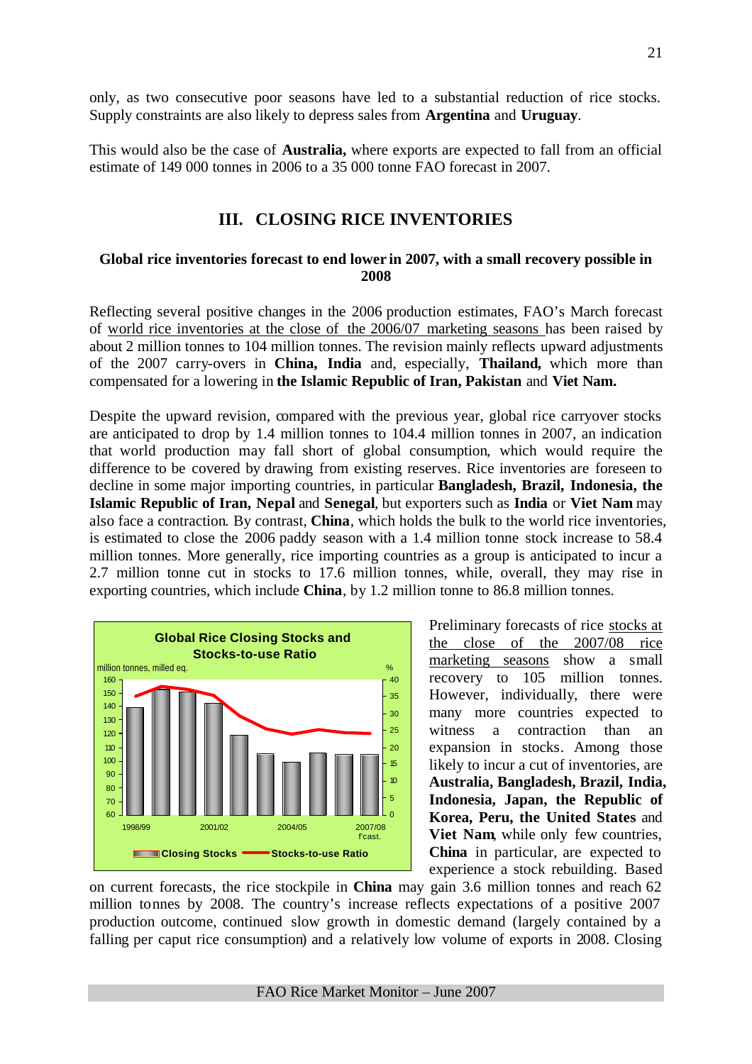only, as two consecutive poor seasons have led to a substantial reduction of rice stocks. Supply constraints are also likely to depress sales from **Argentina** and **Uruguay**.

This would also be the case of **Australia,** where exports are expected to fall from an official estimate of 149 000 tonnes in 2006 to a 35 000 tonne FAO forecast in 2007.

## III. CLOSING RICE INVENTORIES

### Global rice inventories forecast to end lower in 2007, with a small recovery possible in 2008

Reflecting several positive changes in the 2006 production estimates, FAO's March forecast of world rice inventories at the close of the 2006/07 marketing seasons has been raised by about 2 million tonnes to 104 million tonnes. The revision mainly reflects upward adjustments of the 2007 carry-overs in **China, India** and, especially, **Thailand,** which more than compensated for a lowering in **the Islamic Republic of Iran, Pakistan** and **Viet Nam.**

Despite the upward revision, compared with the previous year, global rice carryover stocks are anticipated to drop by 1.4 million tonnes to 104.4 million tonnes in 2007, an indication that world production may fall short of global consumption, which would require the difference to be covered by drawing from existing reserves. Rice inventories are foreseen to decline in some major importing countries, in particular **Bangladesh, Brazil, Indonesia, the Islamic Republic of Iran, Nepal** and **Senegal**, but exporters such as **India** or **Viet Nam** may also face a contraction. By contrast, **China**, which holds the bulk to the world rice inventories, is estimated to close the 2006 paddy season with a 1.4 million tonne stock increase to 58.4 million tonnes. More generally, rice importing countries as a group is anticipated to incur a 2.7 million tonne cut in stocks to 17.6 million tonnes, while, overall, they may rise in exporting countries, which include **China**, by 1.2 million tonne to 86.8 million tonnes.

Preliminary forecasts of rice stocks at the close of the 2007/08 rice marketing seasons show a small recovery to 105 million tonnes. However, individually, there were many more countries expected to witness a contraction than an expansion in stocks. Among those likely to incur a cut of inventories, are **Australia, Bangladesh, Brazil, India, Indonesia, Japan, the Republic of Korea, Peru, the United States** and **Viet Nam**, while only few countries, **China** in particular, are expected to experience a stock rebuilding. Based on current forecasts, the rice stockpile in **China** may gain 3.6 million tonnes and reach 62 million tonnes by 2008. The country's increase reflects expectations of a positive 2007 production outcome, continued slow growth in domestic demand (largely contained by a falling per caput rice consumption) and a relatively low volume of exports in 2008. Closing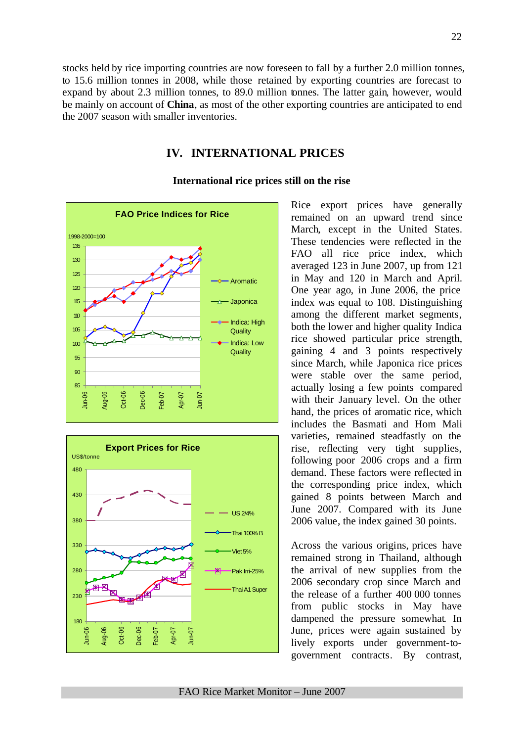stocks held by rice importing countries are now foreseen to fall by a further 2.0 million tonnes, to 15.6 million tonnes in 2008, while those retained by exporting countries are forecast to expand by about 2.3 million tonnes, to 89.0 million tonnes. The latter gain, however, would be mainly on account of **China**, as most of the other exporting countries are anticipated to end the 2007 season with smaller inventories.

## IV. INTERNATIONAL PRICES

### International rice prices still on the rise

Rice export prices have generally remained on an upward trend since March, except in the United States. These tendencies were reflected in the FAO all rice price index, which averaged 123 in June 2007, up from 121 in May and 120 in March and April. One year ago, in June 2006, the price index was equal to 108. Distinguishing among the different market segments, both the lower and higher quality Indica rice showed particular price strength, gaining 4 and 3 points respectively since March, while Japonica rice prices were stable over the same period, actually losing a few points compared with their January level. On the other hand, the prices of aromatic rice, which includes the Basmati and Hom Mali varieties, remained steadfastly on the rise, reflecting very tight supplies, following poor 2006 crops and a firm demand. These factors were reflected in the corresponding price index, which gained 8 points between March and June 2007. Compared with its June 2006 value, the index gained 30 points.

Across the various origins, prices have remained strong in Thailand, although the arrival of new supplies from the 2006 secondary crop since March and the release of a further 400 000 tonnes from public stocks in May have dampened the pressure somewhat. In June, prices were again sustained by lively exports under government-to-government contracts. By contrast,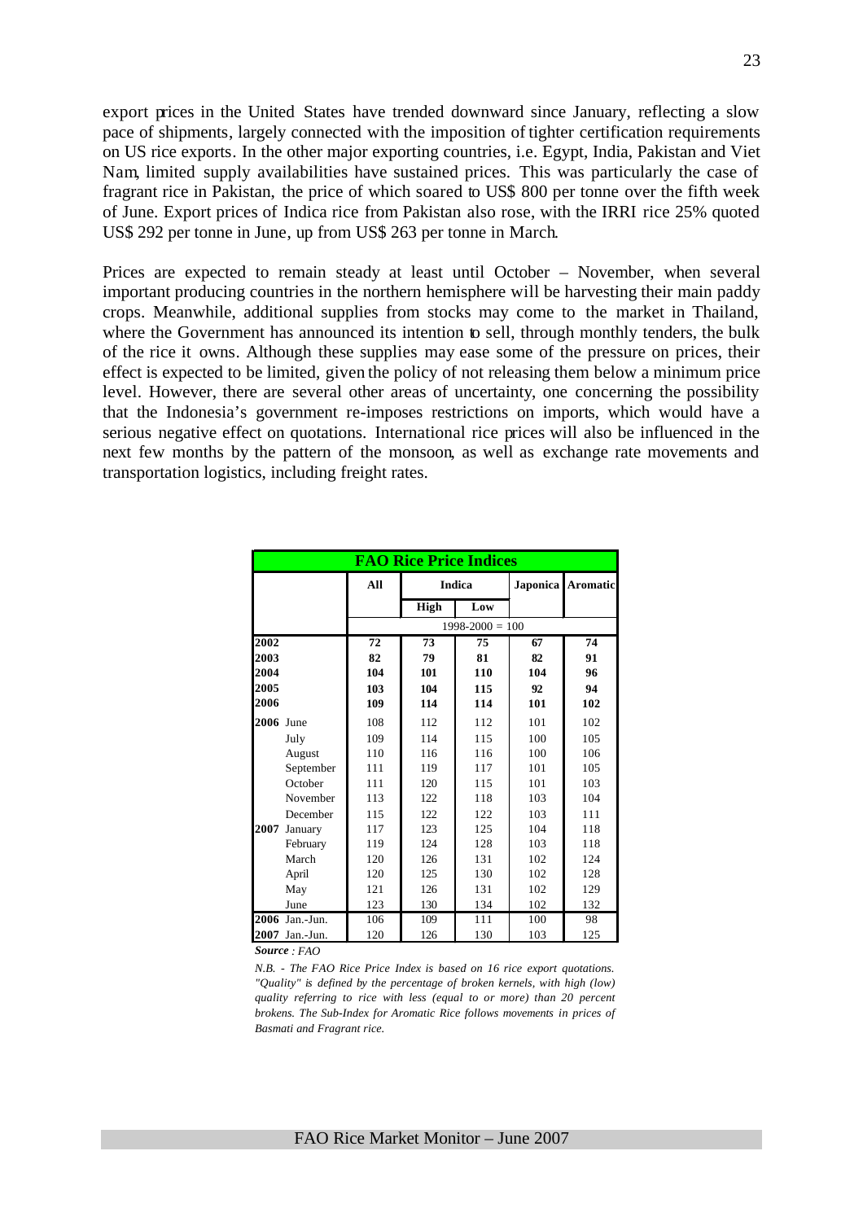export prices in the United States have trended downward since January, reflecting a slow pace of shipments, largely connected with the imposition of tighter certification requirements on US rice exports. In the other major exporting countries, i.e. Egypt, India, Pakistan and Viet Nam, limited supply availabilities have sustained prices. This was particularly the case of fragrant rice in Pakistan, the price of which soared to US$ 800 per tonne over the fifth week of June. Export prices of Indica rice from Pakistan also rose, with the IRRI rice 25% quoted US$ 292 per tonne in June, up from US$ 263 per tonne in March.

Prices are expected to remain steady at least until October – November, when several important producing countries in the northern hemisphere will be harvesting their main paddy crops. Meanwhile, additional supplies from stocks may come to the market in Thailand, where the Government has announced its intention to sell, through monthly tenders, the bulk of the rice it owns. Although these supplies may ease some of the pressure on prices, their effect is expected to be limited, given the policy of not releasing them below a minimum price level. However, there are several other areas of uncertainty, one concerning the possibility that the Indonesia's government re-imposes restrictions on imports, which would have a serious negative effect on quotations. International rice prices will also be influenced in the next few months by the pattern of the monsoon, as well as exchange rate movements and transportation logistics, including freight rates.

**FAO Rice Price Indices**

| | | All | Indica | | Japonica | Aromatic |
|---|---|---|---|---|---|---|
| | | | High | Low | | |
| | | 1998-2000 = 100 | | | | |
| **2002** | | **72** | **73** | **75** | **67** | **74** |
| **2003** | | **82** | **79** | **81** | **82** | **91** |
| **2004** | | **104** | **101** | **110** | **104** | **96** |
| **2005** | | **103** | **104** | **115** | **92** | **94** |
| **2006** | | **109** | **114** | **114** | **101** | **102** |
| **2006** | June | 108 | 112 | 112 | 101 | 102 |
| | July | 109 | 114 | 115 | 100 | 105 |
| | August | 110 | 116 | 116 | 100 | 106 |
| | September | 111 | 119 | 117 | 101 | 105 |
| | October | 111 | 120 | 115 | 101 | 103 |
| | November | 113 | 122 | 118 | 103 | 104 |
| | December | 115 | 122 | 122 | 103 | 111 |
| **2007** | January | 117 | 123 | 125 | 104 | 118 |
| | February | 119 | 124 | 128 | 103 | 118 |
| | March | 120 | 126 | 131 | 102 | 124 |
| | April | 120 | 125 | 130 | 102 | 128 |
| | May | 121 | 126 | 131 | 102 | 129 |
| | June | 123 | 130 | 134 | 102 | 132 |
| **2006** | Jan.-Jun. | 106 | 109 | 111 | 100 | 98 |
| **2007** | Jan.-Jun. | 120 | 126 | 130 | 103 | 125 |

***Source** : FAO*

*N.B. - The FAO Rice Price Index is based on 16 rice export quotations. "Quality" is defined by the percentage of broken kernels, with high (low) quality referring to rice with less (equal to or more) than 20 percent brokens. The Sub-Index for Aromatic Rice follows movements in prices of Basmati and Fragrant rice.*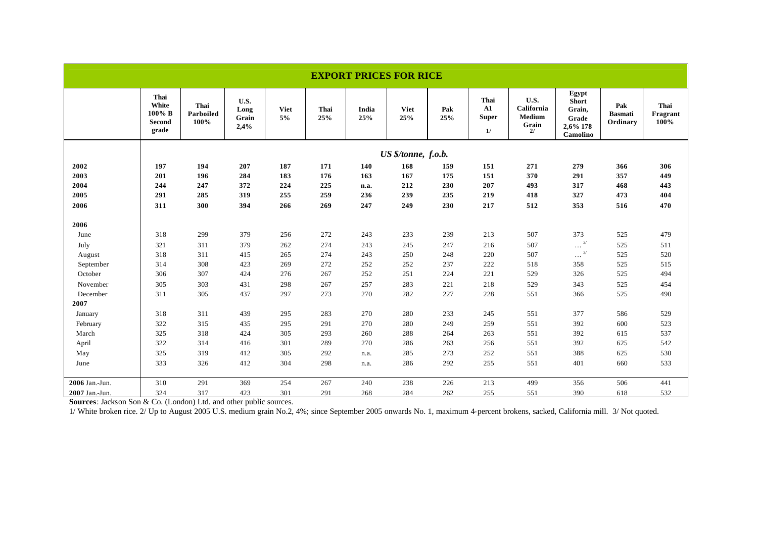# EXPORT PRICES FOR RICE

| | Thai White 100% B Second grade | Thai Parboiled 100% | U.S. Long Grain 2,4% | Viet 5% | Thai 25% | India 25% | Viet 25% | Pak 25% | Thai A1 Super 1/ | U.S. California Medium Grain 2/ | Egypt Short Grain, Grade 2,6% 178 Camolino | Pak Basmati Ordinary | Thai Fragrant 100% |
|---|---|---|---|---|---|---|---|---|---|---|---|---|---|
| | *US $/tonne, f.o.b.* | | | | | | | | | | | | |
| **2002** | **197** | **194** | **207** | **187** | **171** | **140** | **168** | **159** | **151** | **271** | **279** | **366** | **306** |
| **2003** | **201** | **196** | **284** | **183** | **176** | **163** | **167** | **175** | **151** | **370** | **291** | **357** | **449** |
| **2004** | **244** | **247** | **372** | **224** | **225** | **n.a.** | **212** | **230** | **207** | **493** | **317** | **468** | **443** |
| **2005** | **291** | **285** | **319** | **255** | **259** | **236** | **239** | **235** | **219** | **418** | **327** | **473** | **404** |
| **2006** | **311** | **300** | **394** | **266** | **269** | **247** | **249** | **230** | **217** | **512** | **353** | **516** | **470** |
| **2006** | | | | | | | | | | | | | |
| June | 318 | 299 | 379 | 256 | 272 | 243 | 233 | 239 | 213 | 507 | 373 | 525 | 479 |
| July | 321 | 311 | 379 | 262 | 274 | 243 | 245 | 247 | 216 | 507 | ... 3/ | 525 | 511 |
| August | 318 | 311 | 415 | 265 | 274 | 243 | 250 | 248 | 220 | 507 | ... 3/ | 525 | 520 |
| September | 314 | 308 | 423 | 269 | 272 | 252 | 252 | 237 | 222 | 518 | 358 | 525 | 515 |
| October | 306 | 307 | 424 | 276 | 267 | 252 | 251 | 224 | 221 | 529 | 326 | 525 | 494 |
| November | 305 | 303 | 431 | 298 | 267 | 257 | 283 | 221 | 218 | 529 | 343 | 525 | 454 |
| December | 311 | 305 | 437 | 297 | 273 | 270 | 282 | 227 | 228 | 551 | 366 | 525 | 490 |
| **2007** | | | | | | | | | | | | | |
| January | 318 | 311 | 439 | 295 | 283 | 270 | 280 | 233 | 245 | 551 | 377 | 586 | 529 |
| February | 322 | 315 | 435 | 295 | 291 | 270 | 280 | 249 | 259 | 551 | 392 | 600 | 523 |
| March | 325 | 318 | 424 | 305 | 293 | 260 | 288 | 264 | 263 | 551 | 392 | 615 | 537 |
| April | 322 | 314 | 416 | 301 | 289 | 270 | 286 | 263 | 256 | 551 | 392 | 625 | 542 |
| May | 325 | 319 | 412 | 305 | 292 | n.a. | 285 | 273 | 252 | 551 | 388 | 625 | 530 |
| June | 333 | 326 | 412 | 304 | 298 | n.a. | 286 | 292 | 255 | 551 | 401 | 660 | 533 |
| **2006** Jan.-Jun. | 310 | 291 | 369 | 254 | 267 | 240 | 238 | 226 | 213 | 499 | 356 | 506 | 441 |
| **2007** Jan.-Jun. | 324 | 317 | 423 | 301 | 291 | 268 | 284 | 262 | 255 | 551 | 390 | 618 | 532 |

**Sources**: Jackson Son & Co. (London) Ltd. and other public sources.

1/ White broken rice. 2/ Up to August 2005 U.S. medium grain No.2, 4%; since September 2005 onwards No. 1, maximum 4-percent brokens, sacked, California mill. 3/ Not quoted.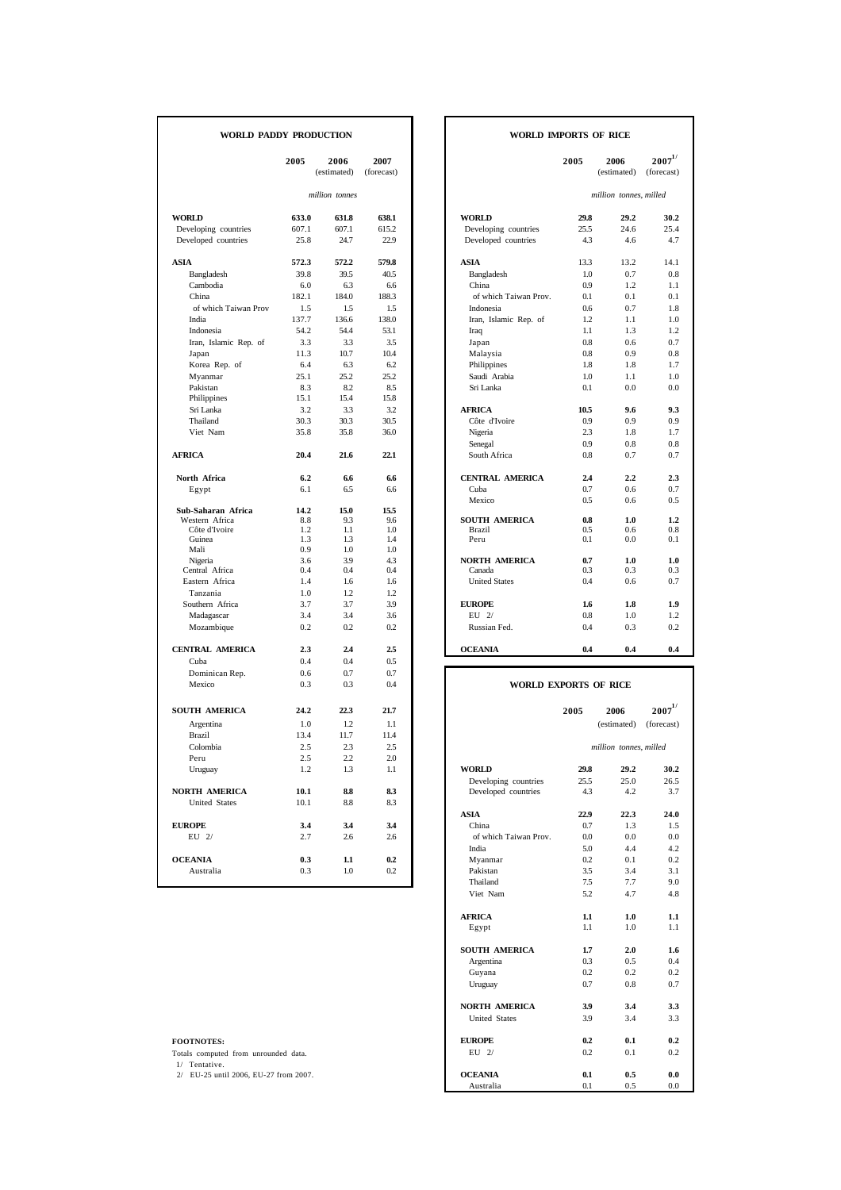## WORLD PADDY PRODUCTION

| | 2005 | 2006 (estimated) | 2007 (forecast) |
|---|---|---|---|
| | *million tonnes* | | |
| **WORLD** | **633.0** | **631.8** | **638.1** |
| Developing countries | 607.1 | 607.1 | 615.2 |
| Developed countries | 25.8 | 24.7 | 22.9 |
| **ASIA** | **572.3** | **572.2** | **579.8** |
| Bangladesh | 39.8 | 39.5 | 40.5 |
| Cambodia | 6.0 | 6.3 | 6.6 |
| China | 182.1 | 184.0 | 188.3 |
| of which Taiwan Prov | 1.5 | 1.5 | 1.5 |
| India | 137.7 | 136.6 | 138.0 |
| Indonesia | 54.2 | 54.4 | 53.1 |
| Iran, Islamic Rep. of | 3.3 | 3.3 | 3.5 |
| Japan | 11.3 | 10.7 | 10.4 |
| Korea Rep. of | 6.4 | 6.3 | 6.2 |
| Myanmar | 25.1 | 25.2 | 25.2 |
| Pakistan | 8.3 | 8.2 | 8.5 |
| Philippines | 15.1 | 15.4 | 15.8 |
| Sri Lanka | 3.2 | 3.3 | 3.2 |
| Thailand | 30.3 | 30.3 | 30.5 |
| Viet Nam | 35.8 | 35.8 | 36.0 |
| **AFRICA** | **20.4** | **21.6** | **22.1** |
| **North Africa** | **6.2** | **6.6** | **6.6** |
| Egypt | 6.1 | 6.5 | 6.6 |
| **Sub-Saharan Africa** | **14.2** | **15.0** | **15.5** |
| Western Africa | 8.8 | 9.3 | 9.6 |
| Côte d'Ivoire | 1.2 | 1.1 | 1.0 |
| Guinea | 1.3 | 1.3 | 1.4 |
| Mali | 0.9 | 1.0 | 1.0 |
| Nigeria | 3.6 | 3.9 | 4.3 |
| Central Africa | 0.4 | 0.4 | 0.4 |
| Eastern Africa | 1.4 | 1.6 | 1.6 |
| Tanzania | 1.0 | 1.2 | 1.2 |
| Southern Africa | 3.7 | 3.7 | 3.9 |
| Madagascar | 3.4 | 3.4 | 3.6 |
| Mozambique | 0.2 | 0.2 | 0.2 |
| **CENTRAL AMERICA** | **2.3** | **2.4** | **2.5** |
| Cuba | 0.4 | 0.4 | 0.5 |
| Dominican Rep. | 0.6 | 0.7 | 0.7 |
| Mexico | 0.3 | 0.3 | 0.4 |
| **SOUTH AMERICA** | **24.2** | **22.3** | **21.7** |
| Argentina | 1.0 | 1.2 | 1.1 |
| Brazil | 13.4 | 11.7 | 11.4 |
| Colombia | 2.5 | 2.3 | 2.5 |
| Peru | 2.5 | 2.2 | 2.0 |
| Uruguay | 1.2 | 1.3 | 1.1 |
| **NORTH AMERICA** | **10.1** | **8.8** | **8.3** |
| United States | 10.1 | 8.8 | 8.3 |
| **EUROPE** | **3.4** | **3.4** | **3.4** |
| EU 2/ | 2.7 | 2.6 | 2.6 |
| **OCEANIA** | **0.3** | **1.1** | **0.2** |
| Australia | 0.3 | 1.0 | 0.2 |

## WORLD IMPORTS OF RICE

| | 2005 | 2006 (estimated) | 2007 1/ (forecast) |
|---|---|---|---|
| | *million tonnes, milled* | | |
| **WORLD** | **29.8** | **29.2** | **30.2** |
| Developing countries | 25.5 | 24.6 | 25.4 |
| Developed countries | 4.3 | 4.6 | 4.7 |
| **ASIA** | 13.3 | 13.2 | 14.1 |
| Bangladesh | 1.0 | 0.7 | 0.8 |
| China | 0.9 | 1.2 | 1.1 |
| of which Taiwan Prov. | 0.1 | 0.1 | 0.1 |
| Indonesia | 0.6 | 0.7 | 1.8 |
| Iran, Islamic Rep. of | 1.2 | 1.1 | 1.0 |
| Iraq | 1.1 | 1.3 | 1.2 |
| Japan | 0.8 | 0.6 | 0.7 |
| Malaysia | 0.8 | 0.9 | 0.8 |
| Philippines | 1.8 | 1.8 | 1.7 |
| Saudi Arabia | 1.0 | 1.1 | 1.0 |
| Sri Lanka | 0.1 | 0.0 | 0.0 |
| **AFRICA** | **10.5** | **9.6** | **9.3** |
| Côte d'Ivoire | 0.9 | 0.9 | 0.9 |
| Nigeria | 2.3 | 1.8 | 1.7 |
| Senegal | 0.9 | 0.8 | 0.8 |
| South Africa | 0.8 | 0.7 | 0.7 |
| **CENTRAL AMERICA** | **2.4** | **2.2** | **2.3** |
| Cuba | 0.7 | 0.6 | 0.7 |
| Mexico | 0.5 | 0.6 | 0.5 |
| **SOUTH AMERICA** | **0.8** | **1.0** | **1.2** |
| Brazil | 0.5 | 0.6 | 0.8 |
| Peru | 0.1 | 0.0 | 0.1 |
| **NORTH AMERICA** | **0.7** | **1.0** | **1.0** |
| Canada | 0.3 | 0.3 | 0.3 |
| United States | 0.4 | 0.6 | 0.7 |
| **EUROPE** | **1.6** | **1.8** | **1.9** |
| EU 2/ | 0.8 | 1.0 | 1.2 |
| Russian Fed. | 0.4 | 0.3 | 0.2 |
| **OCEANIA** | **0.4** | **0.4** | **0.4** |

## WORLD EXPORTS OF RICE

| | 2005 | 2006 (estimated) | 2007 1/ (forecast) |
|---|---|---|---|
| | *million tonnes, milled* | | |
| **WORLD** | **29.8** | **29.2** | **30.2** |
| Developing countries | 25.5 | 25.0 | 26.5 |
| Developed countries | 4.3 | 4.2 | 3.7 |
| **ASIA** | **22.9** | **22.3** | **24.0** |
| China | 0.7 | 1.3 | 1.5 |
| of which Taiwan Prov. | 0.0 | 0.0 | 0.0 |
| India | 5.0 | 4.4 | 4.2 |
| Myanmar | 0.2 | 0.1 | 0.2 |
| Pakistan | 3.5 | 3.4 | 3.1 |
| Thailand | 7.5 | 7.7 | 9.0 |
| Viet Nam | 5.2 | 4.7 | 4.8 |
| **AFRICA** | **1.1** | **1.0** | **1.1** |
| Egypt | 1.1 | 1.0 | 1.1 |
| **SOUTH AMERICA** | **1.7** | **2.0** | **1.6** |
| Argentina | 0.3 | 0.5 | 0.4 |
| Guyana | 0.2 | 0.2 | 0.2 |
| Uruguay | 0.7 | 0.8 | 0.7 |
| **NORTH AMERICA** | **3.9** | **3.4** | **3.3** |
| United States | 3.9 | 3.4 | 3.3 |
| **EUROPE** | **0.2** | **0.1** | **0.2** |
| EU 2/ | 0.2 | 0.1 | 0.2 |
| **OCEANIA** | **0.1** | **0.5** | **0.0** |
| Australia | 0.1 | 0.5 | 0.0 |

**FOOTNOTES:**

Totals computed from unrounded data.

1/ Tentative.

2/ EU-25 until 2006, EU-27 from 2007.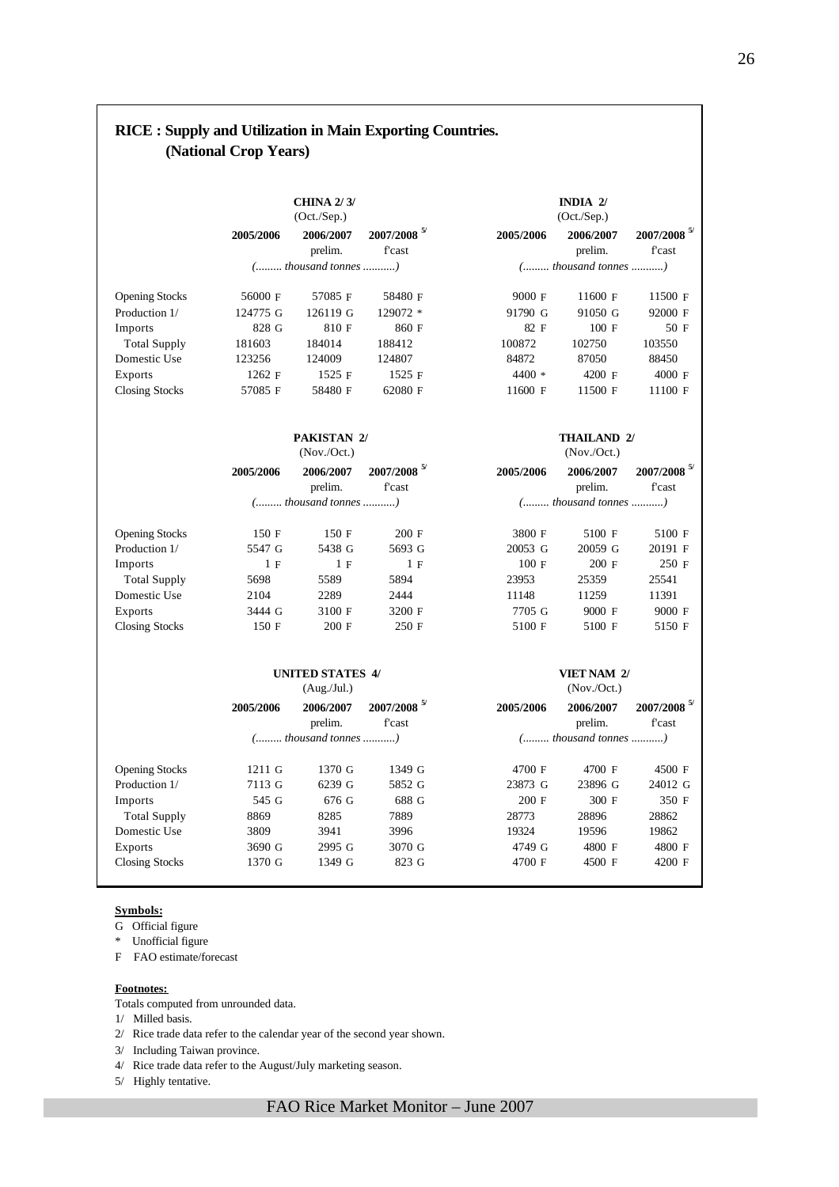## RICE : Supply and Utilization in Main Exporting Countries. (National Crop Years)

| | CHINA 2/ 3/ (Oct./Sep.) | | | INDIA 2/ (Oct./Sep.) | | |
|---|---|---|---|---|---|---|
| | 2005/2006 | 2006/2007 prelim. | 2007/2008 5/ f'cast | 2005/2006 | 2006/2007 prelim. | 2007/2008 5/ f'cast |
| | (......... thousand tonnes ...........) | | | (......... thousand tonnes ...........) | | |
| Opening Stocks | 56000 F | 57085 F | 58480 F | 9000 F | 11600 F | 11500 F |
| Production 1/ | 124775 G | 126119 G | 129072 * | 91790 G | 91050 G | 92000 F |
| Imports | 828 G | 810 F | 860 F | 82 F | 100 F | 50 F |
| Total Supply | 181603 | 184014 | 188412 | 100872 | 102750 | 103550 |
| Domestic Use | 123256 | 124009 | 124807 | 84872 | 87050 | 88450 |
| Exports | 1262 F | 1525 F | 1525 F | 4400 * | 4200 F | 4000 F |
| Closing Stocks | 57085 F | 58480 F | 62080 F | 11600 F | 11500 F | 11100 F |

| | PAKISTAN 2/ (Nov./Oct.) | | | THAILAND 2/ (Nov./Oct.) | | |
|---|---|---|---|---|---|---|
| | 2005/2006 | 2006/2007 prelim. | 2007/2008 5/ f'cast | 2005/2006 | 2006/2007 prelim. | 2007/2008 5/ f'cast |
| | (......... thousand tonnes ...........) | | | (......... thousand tonnes ...........) | | |
| Opening Stocks | 150 F | 150 F | 200 F | 3800 F | 5100 F | 5100 F |
| Production 1/ | 5547 G | 5438 G | 5693 G | 20053 G | 20059 G | 20191 F |
| Imports | 1 F | 1 F | 1 F | 100 F | 200 F | 250 F |
| Total Supply | 5698 | 5589 | 5894 | 23953 | 25359 | 25541 |
| Domestic Use | 2104 | 2289 | 2444 | 11148 | 11259 | 11391 |
| Exports | 3444 G | 3100 F | 3200 F | 7705 G | 9000 F | 9000 F |
| Closing Stocks | 150 F | 200 F | 250 F | 5100 F | 5100 F | 5150 F |

| | UNITED STATES 4/ (Aug./Jul.) | | | VIET NAM 2/ (Nov./Oct.) | | |
|---|---|---|---|---|---|---|
| | 2005/2006 | 2006/2007 prelim. | 2007/2008 5/ f'cast | 2005/2006 | 2006/2007 prelim. | 2007/2008 5/ f'cast |
| | (......... thousand tonnes ...........) | | | (......... thousand tonnes ...........) | | |
| Opening Stocks | 1211 G | 1370 G | 1349 G | 4700 F | 4700 F | 4500 F |
| Production 1/ | 7113 G | 6239 G | 5852 G | 23873 G | 23896 G | 24012 G |
| Imports | 545 G | 676 G | 688 G | 200 F | 300 F | 350 F |
| Total Supply | 8869 | 8285 | 7889 | 28773 | 28896 | 28862 |
| Domestic Use | 3809 | 3941 | 3996 | 19324 | 19596 | 19862 |
| Exports | 3690 G | 2995 G | 3070 G | 4749 G | 4800 F | 4800 F |
| Closing Stocks | 1370 G | 1349 G | 823 G | 4700 F | 4500 F | 4200 F |

**Symbols:**

G Official figure
* Unofficial figure
F FAO estimate/forecast

**Footnotes:**

Totals computed from unrounded data.
1/ Milled basis.
2/ Rice trade data refer to the calendar year of the second year shown.
3/ Including Taiwan province.
4/ Rice trade data refer to the August/July marketing season.
5/ Highly tentative.